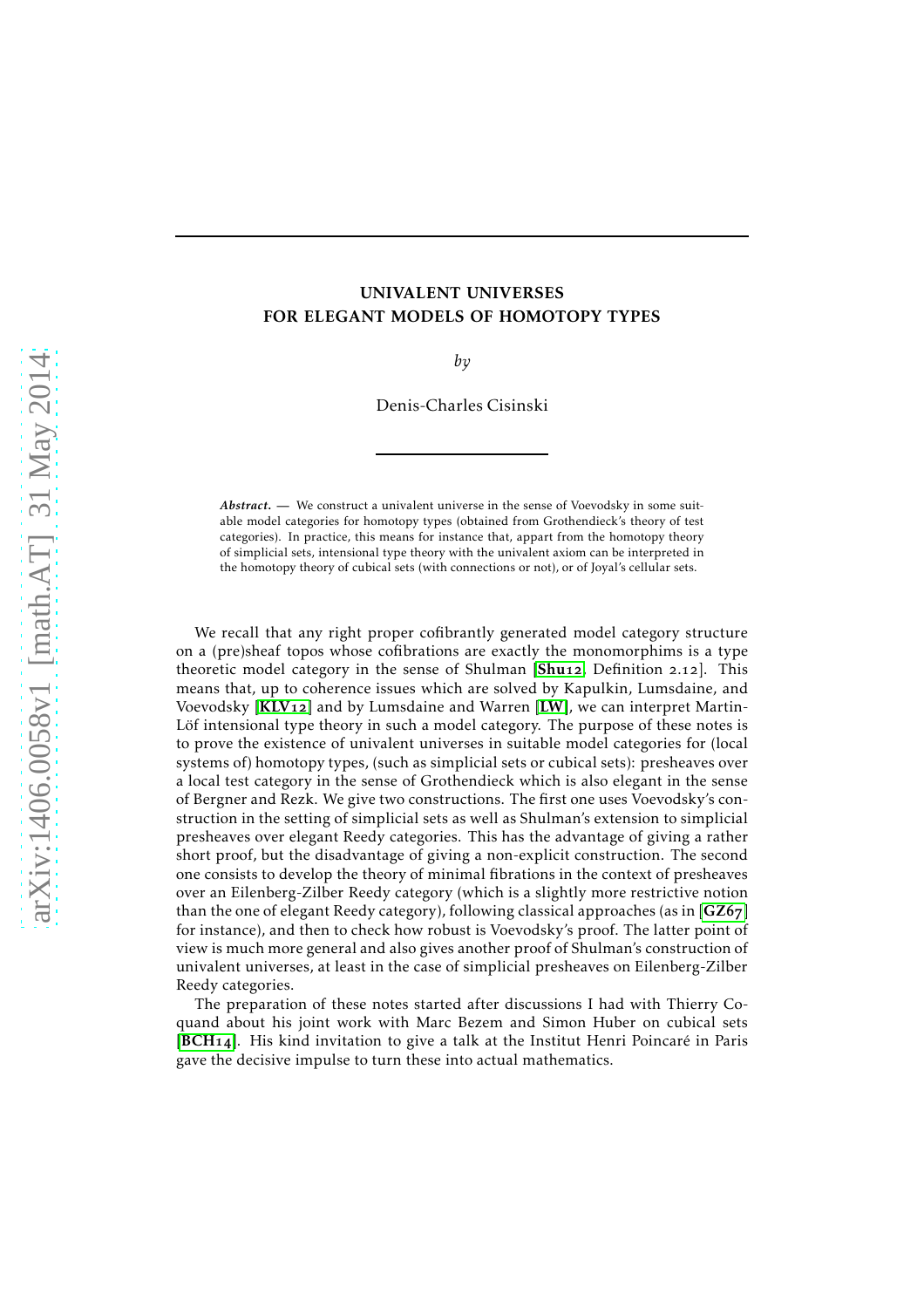# UNIVALENT UNIVERSES FOR ELEGANT MODELS OF HOMOTOPY TYPES

*by*

Denis-Charles Cisinski

***Abstract.*** — We construct a univalent universe in the sense of Voevodsky in some suitable model categories for homotopy types (obtained from Grothendieck's theory of test categories). In practice, this means for instance that, appart from the homotopy theory of simplicial sets, intensional type theory with the univalent axiom can be interpreted in the homotopy theory of cubical sets (with connections or not), or of Joyal's cellular sets.

We recall that any right proper cofibrantly generated model category structure on a (pre)sheaf topos whose cofibrations are exactly the monomorphims is a type theoretic model category in the sense of Shulman [Shu12, Definition 2.12]. This means that, up to coherence issues which are solved by Kapulkin, Lumsdaine, and Voevodsky [KLV12] and by Lumsdaine and Warren [LW], we can interpret Martin-Löf intensional type theory in such a model category. The purpose of these notes is to prove the existence of univalent universes in suitable model categories for (local systems of) homotopy types, (such as simplicial sets or cubical sets): presheaves over a local test category in the sense of Grothendieck which is also elegant in the sense of Bergner and Rezk. We give two constructions. The first one uses Voevodsky's construction in the setting of simplicial sets as well as Shulman's extension to simplicial presheaves over elegant Reedy categories. This has the advantage of giving a rather short proof, but the disadvantage of giving a non-explicit construction. The second one consists to develop the theory of minimal fibrations in the context of presheaves over an Eilenberg-Zilber Reedy category (which is a slightly more restrictive notion than the one of elegant Reedy category), following classical approaches (as in [GZ67] for instance), and then to check how robust is Voevodsky's proof. The latter point of view is much more general and also gives another proof of Shulman's construction of univalent universes, at least in the case of simplicial presheaves on Eilenberg-Zilber Reedy categories.

The preparation of these notes started after discussions I had with Thierry Coquand about his joint work with Marc Bezem and Simon Huber on cubical sets [BCH14]. His kind invitation to give a talk at the Institut Henri Poincaré in Paris gave the decisive impulse to turn these into actual mathematics.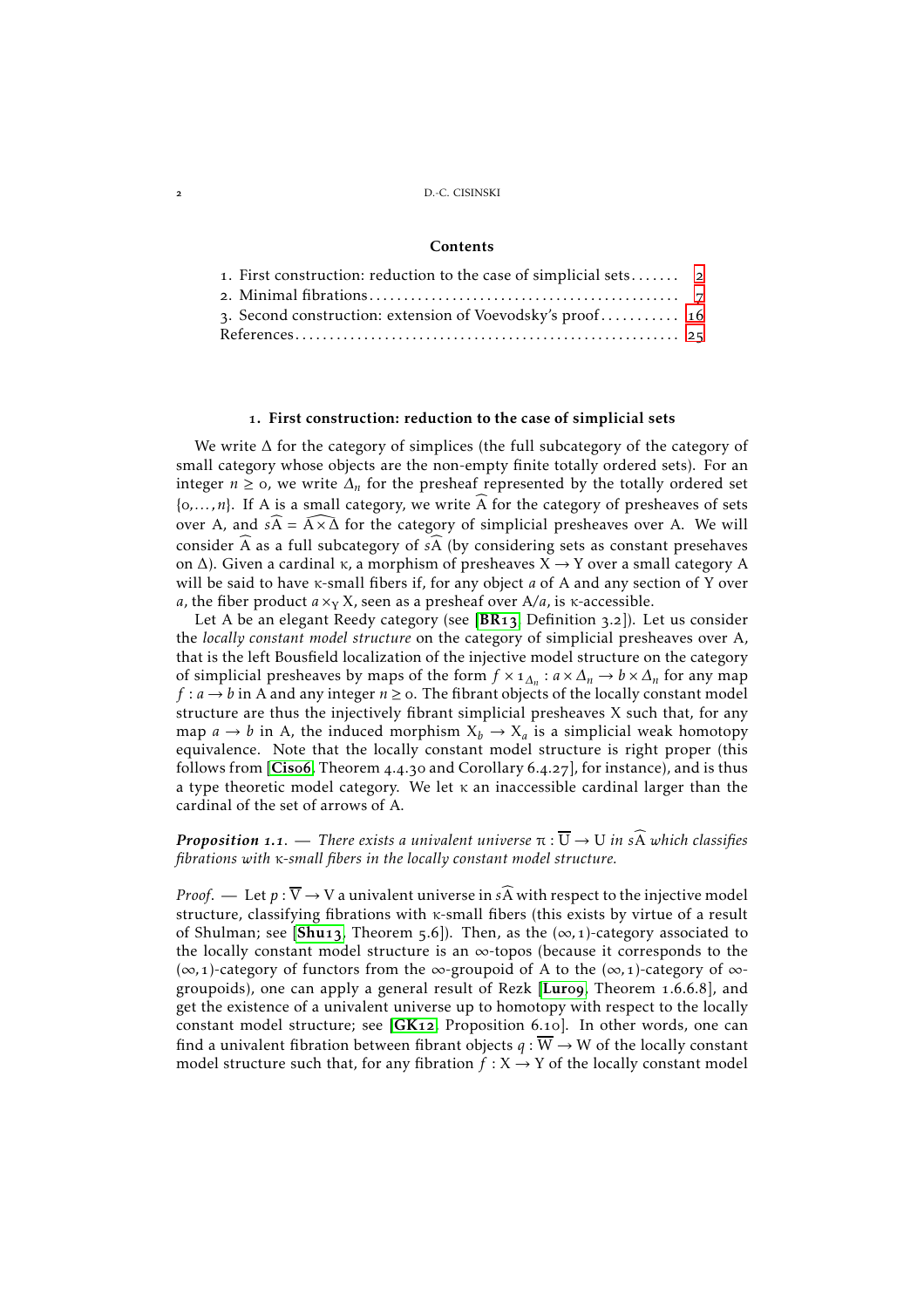## Contents

1. First construction: reduction to the case of simplicial sets ....... 2
2. Minimal fibrations ....... 7
3. Second construction: extension of Voevodsky's proof ....... 16

References ....... 25

## 1. First construction: reduction to the case of simplicial sets

We write $\Delta$ for the category of simplices (the full subcategory of the category of small category whose objects are the non-empty finite totally ordered sets). For an integer $n \geq 0$, we write $\Delta_n$ for the presheaf represented by the totally ordered set $\{0, \ldots, n\}$. If A is a small category, we write $\widehat{A}$ for the category of presheaves of sets over A, and $s\widehat{A} = \widehat{A \times \Delta}$ for the category of simplicial presheaves over A. We will consider $\widehat{A}$ as a full subcategory of $s\widehat{A}$ (by considering sets as constant presehaves on $\Delta$). Given a cardinal $\kappa$, a morphism of presheaves $X \to Y$ over a small category A will be said to have $\kappa$-small fibers if, for any object $a$ of A and any section of Y over $a$, the fiber product $a \times_Y X$, seen as a presheaf over $A/a$, is $\kappa$-accessible.

Let A be an elegant Reedy category (see [BR13, Definition 3.2]). Let us consider the *locally constant model structure* on the category of simplicial presheaves over A, that is the left Bousfield localization of the injective model structure on the category of simplicial presheaves by maps of the form $f \times 1_{\Delta_n} : a \times \Delta_n \to b \times \Delta_n$ for any map $f : a \to b$ in A and any integer $n \geq 0$. The fibrant objects of the locally constant model structure are thus the injectively fibrant simplicial presheaves X such that, for any map $a \to b$ in A, the induced morphism $X_b \to X_a$ is a simplicial weak homotopy equivalence. Note that the locally constant model structure is right proper (this follows from [Cis06, Theorem 4.4.30 and Corollary 6.4.27], for instance), and is thus a type theoretic model category. We let $\kappa$ an inaccessible cardinal larger than the cardinal of the set of arrows of A.

***Proposition 1.1***. — *There exists a univalent universe $\pi : \overline{U} \to U$ in $s\widehat{A}$ which classifies fibrations with $\kappa$-small fibers in the locally constant model structure.*

*Proof*. — Let $p : \overline{V} \to V$ a univalent universe in $s\widehat{A}$ with respect to the injective model structure, classifying fibrations with $\kappa$-small fibers (this exists by virtue of a result of Shulman; see [Shu13, Theorem 5.6]). Then, as the $(\infty, 1)$-category associated to the locally constant model structure is an $\infty$-topos (because it corresponds to the $(\infty, 1)$-category of functors from the $\infty$-groupoid of A to the $(\infty, 1)$-category of $\infty$-groupoids), one can apply a general result of Rezk [Lur09, Theorem 1.6.6.8], and get the existence of a univalent universe up to homotopy with respect to the locally constant model structure; see [GK12, Proposition 6.10]. In other words, one can find a univalent fibration between fibrant objects $q : \overline{W} \to W$ of the locally constant model structure such that, for any fibration $f : X \to Y$ of the locally constant model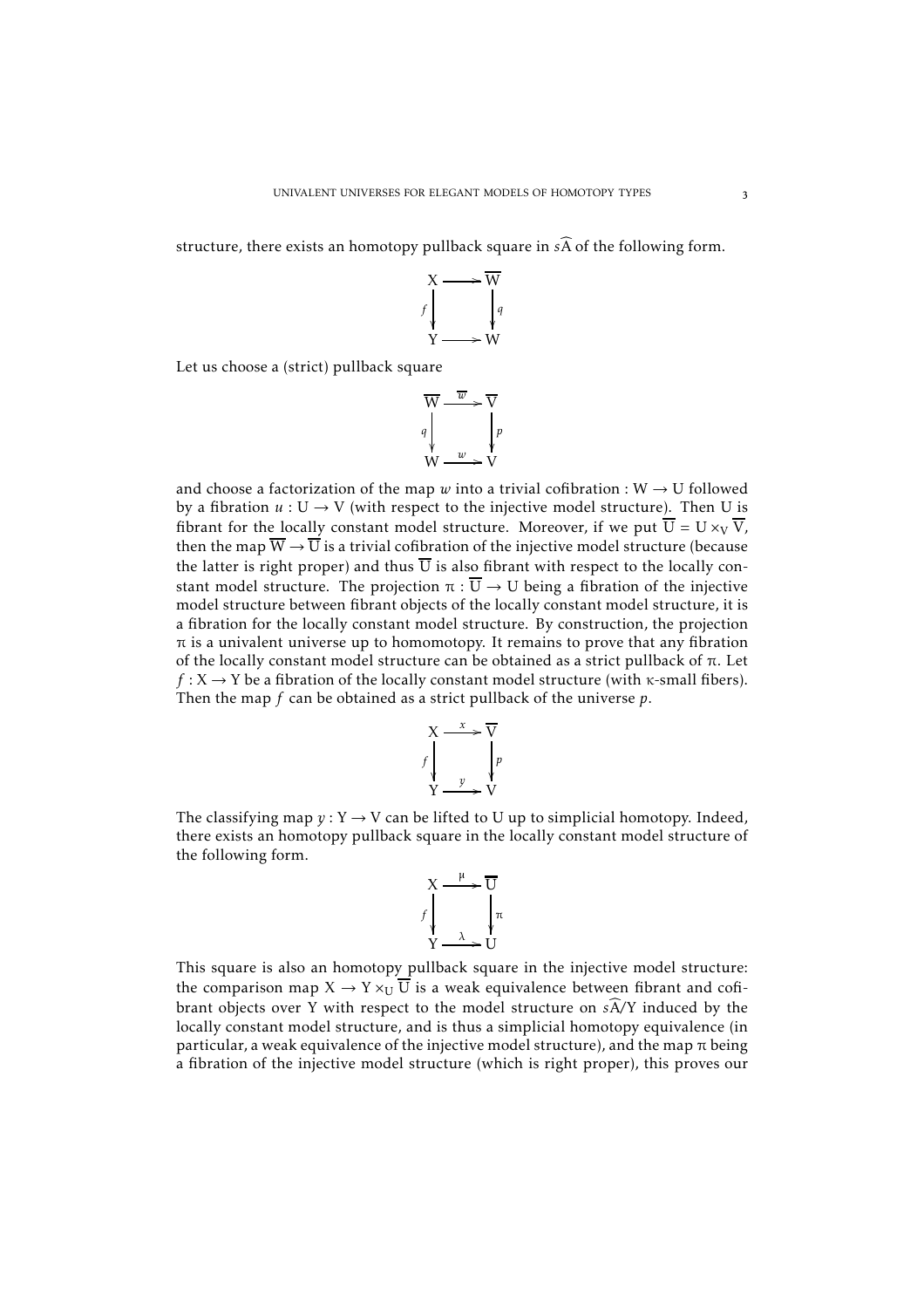structure, there exists an homotopy pullback square in $s\widehat{A}$ of the following form.

$$\begin{array}{ccc} X & \longrightarrow & \overline{W} \\ {\scriptstyle f}\downarrow & & \downarrow{\scriptstyle q} \\ Y & \longrightarrow & W \end{array}$$

Let us choose a (strict) pullback square

$$\begin{array}{ccc} \overline{W} & \xrightarrow{\overline{w}} & \overline{V} \\ {\scriptstyle q}\downarrow & & \downarrow{\scriptstyle p} \\ W & \xrightarrow{w} & V \end{array}$$

and choose a factorization of the map $w$ into a trivial cofibration : $W \to U$ followed by a fibration $u : U \to V$ (with respect to the injective model structure). Then U is fibrant for the locally constant model structure. Moreover, if we put $\overline{U} = U \times_V \overline{V}$, then the map $\overline{W} \to \overline{U}$ is a trivial cofibration of the injective model structure (because the latter is right proper) and thus $\overline{U}$ is also fibrant with respect to the locally constant model structure. The projection $\pi : \overline{U} \to U$ being a fibration of the injective model structure between fibrant objects of the locally constant model structure, it is a fibration for the locally constant model structure. By construction, the projection $\pi$ is a univalent universe up to homomotopy. It remains to prove that any fibration of the locally constant model structure can be obtained as a strict pullback of $\pi$. Let $f : X \to Y$ be a fibration of the locally constant model structure (with $\kappa$-small fibers). Then the map $f$ can be obtained as a strict pullback of the universe $p$.

$$\begin{array}{ccc} X & \xrightarrow{x} & \overline{V} \\ {\scriptstyle f}\downarrow & & \downarrow{\scriptstyle p} \\ Y & \xrightarrow{y} & V \end{array}$$

The classifying map $y : Y \to V$ can be lifted to U up to simplicial homotopy. Indeed, there exists an homotopy pullback square in the locally constant model structure of the following form.

$$\begin{array}{ccc} X & \xrightarrow{\mu} & \overline{U} \\ {\scriptstyle f}\downarrow & & \downarrow{\scriptstyle \pi} \\ Y & \xrightarrow{\lambda} & U \end{array}$$

This square is also an homotopy pullback square in the injective model structure: the comparison map $X \to Y \times_U \overline{U}$ is a weak equivalence between fibrant and cofibrant objects over Y with respect to the model structure on $s\widehat{A}/Y$ induced by the locally constant model structure, and is thus a simplicial homotopy equivalence (in particular, a weak equivalence of the injective model structure), and the map $\pi$ being a fibration of the injective model structure (which is right proper), this proves our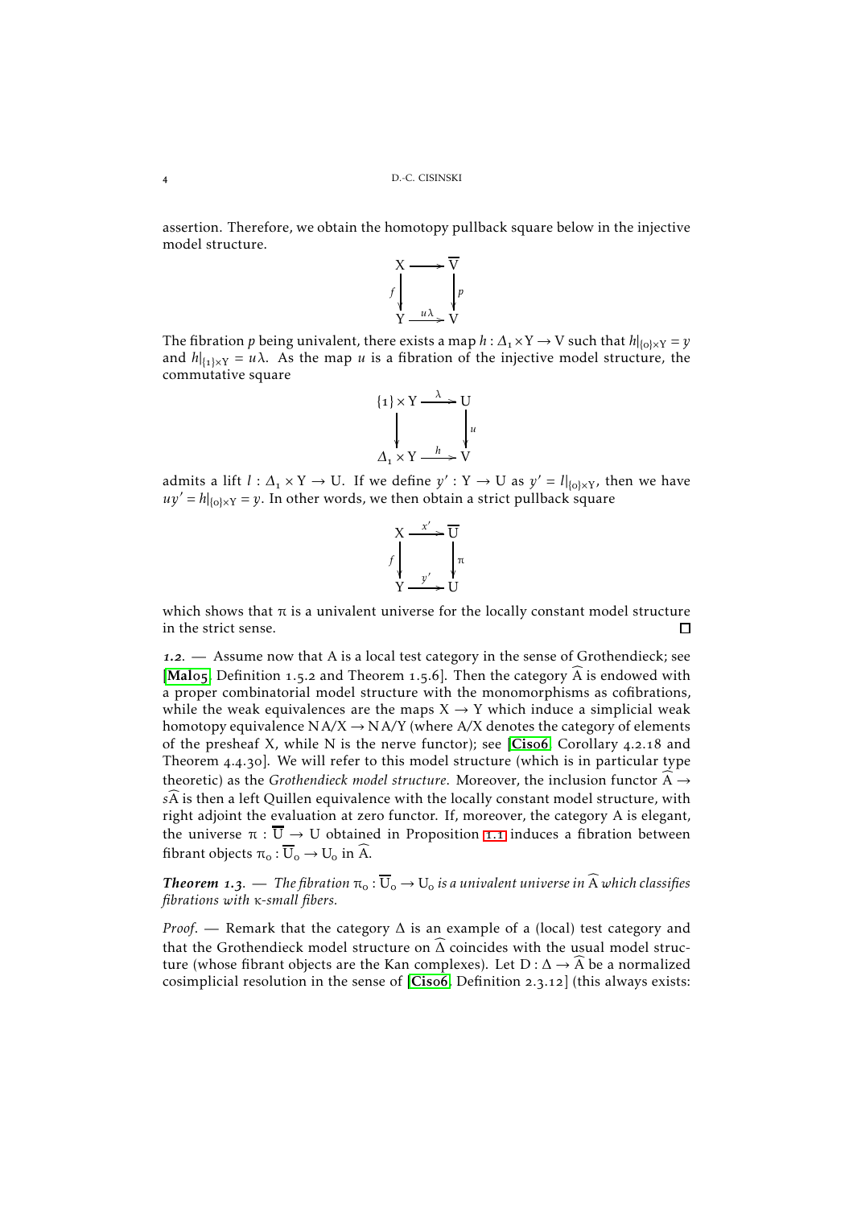assertion. Therefore, we obtain the homotopy pullback square below in the injective model structure.

$$\begin{array}{ccc} X & \longrightarrow & \overline{V} \\ {\scriptstyle f}\downarrow & & \downarrow{\scriptstyle p} \\ Y & \xrightarrow{u\lambda} & V \end{array}$$

The fibration $p$ being univalent, there exists a map $h : \Delta_1 \times Y \to V$ such that $h|_{\{0\}\times Y} = y$ and $h|_{\{1\}\times Y} = u\lambda$. As the map $u$ is a fibration of the injective model structure, the commutative square

$$\begin{array}{ccc} \{1\} \times Y & \xrightarrow{\lambda} & U \\ \downarrow & & \downarrow{\scriptstyle u} \\ \Delta_1 \times Y & \xrightarrow{h} & V \end{array}$$

admits a lift $l : \Delta_1 \times Y \to U$. If we define $y' : Y \to U$ as $y' = l|_{\{0\}\times Y}$, then we have $uy' = h|_{\{0\}\times Y} = y$. In other words, we then obtain a strict pullback square

$$\begin{array}{ccc} X & \xrightarrow{x'} & \overline{U} \\ {\scriptstyle f}\downarrow & & \downarrow{\scriptstyle \pi} \\ Y & \xrightarrow{y'} & U \end{array}$$

which shows that $\pi$ is a univalent universe for the locally constant model structure in the strict sense. □

***1.2.*** — Assume now that A is a local test category in the sense of Grothendieck; see [Mal05, Definition 1.5.2 and Theorem 1.5.6]. Then the category $\widehat{A}$ is endowed with a proper combinatorial model structure with the monomorphisms as cofibrations, while the weak equivalences are the maps $X \to Y$ which induce a simplicial weak homotopy equivalence $N\,A/X \to N\,A/Y$ (where $A/X$ denotes the category of elements of the presheaf X, while N is the nerve functor); see [Cis06, Corollary 4.2.18 and Theorem 4.4.30]. We will refer to this model structure (which is in particular type theoretic) as the *Grothendieck model structure*. Moreover, the inclusion functor $\widehat{A} \to s\widehat{A}$ is then a left Quillen equivalence with the locally constant model structure, with right adjoint the evaluation at zero functor. If, moreover, the category A is elegant, the universe $\pi : \overline{U} \to U$ obtained in Proposition 1.1 induces a fibration between fibrant objects $\pi_0 : \overline{U}_0 \to U_0$ in $\widehat{A}$.

***Theorem 1.3.*** — *The fibration $\pi_0 : \overline{U}_0 \to U_0$ is a univalent universe in $\widehat{A}$ which classifies fibrations with $\kappa$-small fibers.*

*Proof*. — Remark that the category $\Delta$ is an example of a (local) test category and that the Grothendieck model structure on $\widehat{\Delta}$ coincides with the usual model structure (whose fibrant objects are the Kan complexes). Let $D : \Delta \to \widehat{A}$ be a normalized cosimplicial resolution in the sense of [Cis06, Definition 2.3.12] (this always exists: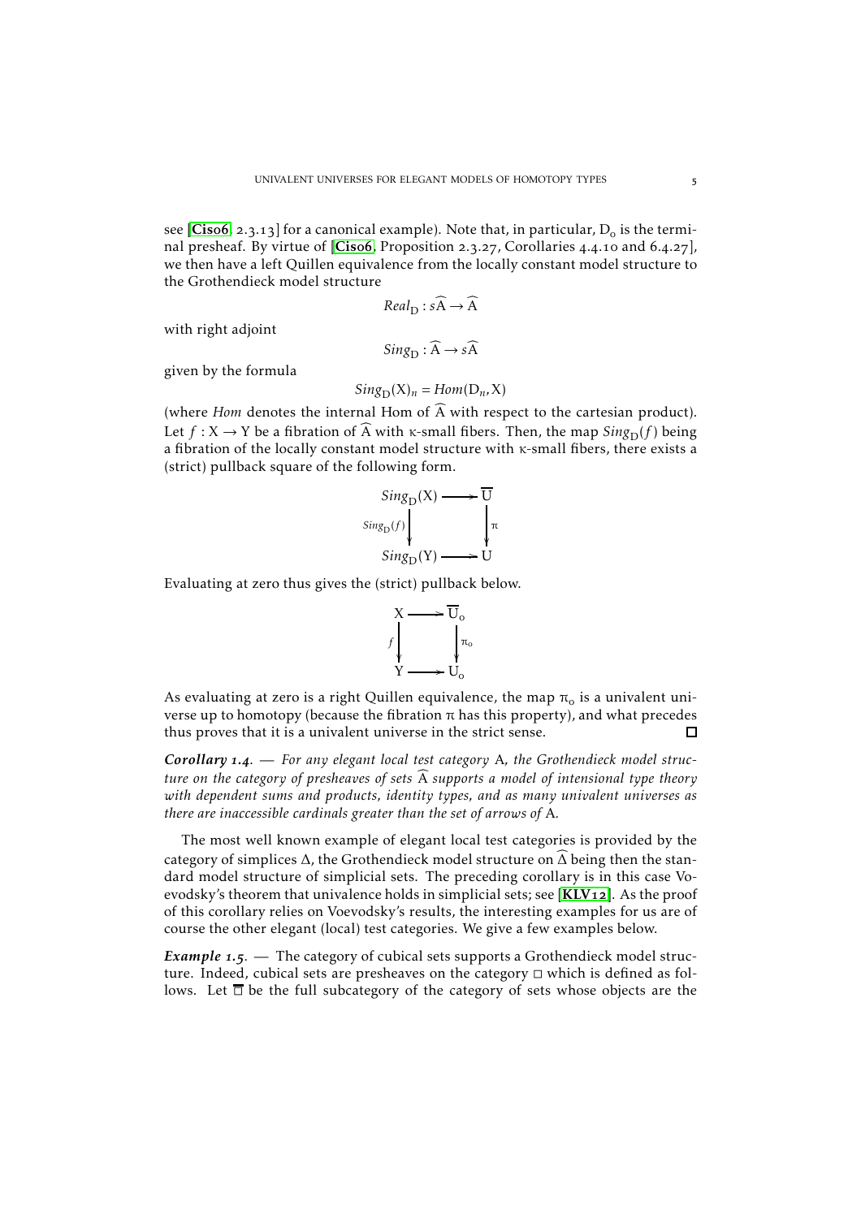see [Cis06, 2.3.13] for a canonical example). Note that, in particular, $D_0$ is the terminal presheaf. By virtue of [Cis06, Proposition 2.3.27, Corollaries 4.4.10 and 6.4.27], we then have a left Quillen equivalence from the locally constant model structure to the Grothendieck model structure

$$Real_D : s\widehat{A} \to \widehat{A}$$

with right adjoint

$$Sing_D : \widehat{A} \to s\widehat{A}$$

given by the formula

$$Sing_D(X)_n = Hom(D_n, X)$$

(where *Hom* denotes the internal Hom of $\widehat{A}$ with respect to the cartesian product). Let $f : X \to Y$ be a fibration of $\widehat{A}$ with $\kappa$-small fibers. Then, the map $Sing_D(f)$ being a fibration of the locally constant model structure with $\kappa$-small fibers, there exists a (strict) pullback square of the following form.

$$\begin{array}{ccc} Sing_D(X) & \longrightarrow & \overline{U} \\ {\scriptstyle Sing_D(f)}\downarrow & & \downarrow{\scriptstyle \pi} \\ Sing_D(Y) & \longrightarrow & U \end{array}$$

Evaluating at zero thus gives the (strict) pullback below.

$$\begin{array}{ccc} X & \longrightarrow & \overline{U}_0 \\ {\scriptstyle f}\downarrow & & \downarrow{\scriptstyle \pi_0} \\ Y & \longrightarrow & U_0 \end{array}$$

As evaluating at zero is a right Quillen equivalence, the map $\pi_0$ is a univalent universe up to homotopy (because the fibration $\pi$ has this property), and what precedes thus proves that it is a univalent universe in the strict sense. □

***Corollary 1.4.*** — *For any elegant local test category* A*, the Grothendieck model structure on the category of presheaves of sets* $\widehat{A}$ *supports a model of intensional type theory with dependent sums and products, identity types, and as many univalent universes as there are inaccessible cardinals greater than the set of arrows of* A*.*

The most well known example of elegant local test categories is provided by the category of simplices $\Delta$, the Grothendieck model structure on $\widehat{\Delta}$ being then the standard model structure of simplicial sets. The preceding corollary is in this case Voevodsky's theorem that univalence holds in simplicial sets; see [KLV12]. As the proof of this corollary relies on Voevodsky's results, the interesting examples for us are of course the other elegant (local) test categories. We give a few examples below.

***Example 1.5.*** — The category of cubical sets supports a Grothendieck model structure. Indeed, cubical sets are presheaves on the category $\square$ which is defined as follows. Let $\overline{\square}$ be the full subcategory of the category of sets whose objects are the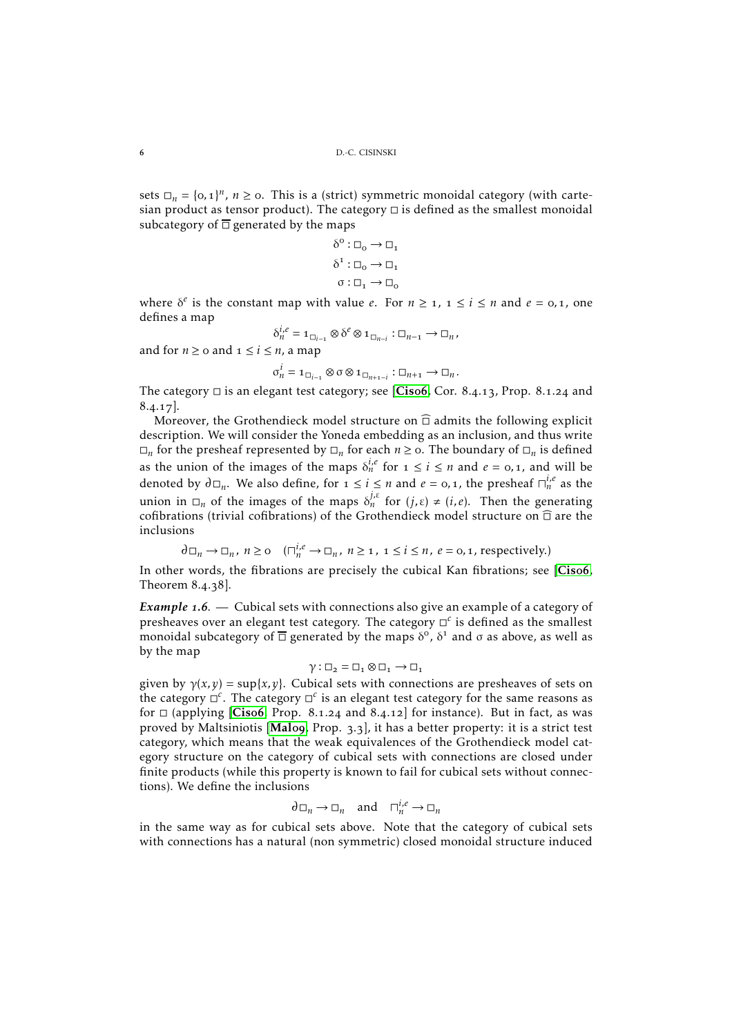sets $\square_n = \{0,1\}^n$, $n \geq 0$. This is a (strict) symmetric monoidal category (with cartesian product as tensor product). The category $\square$ is defined as the smallest monoidal subcategory of $\overline{\square}$ generated by the maps

$$\delta^0 : \square_0 \to \square_1$$
$$\delta^1 : \square_0 \to \square_1$$
$$\sigma : \square_1 \to \square_0$$

where $\delta^e$ is the constant map with value $e$. For $n \geq 1$, $1 \leq i \leq n$ and $e = 0,1$, one defines a map

$$\delta_n^{i,e} = 1_{\square_{i-1}} \otimes \delta^e \otimes 1_{\square_{n-i}} : \square_{n-1} \to \square_n ,$$

and for $n \geq 0$ and $1 \leq i \leq n$, a map

$$\sigma_n^i = 1_{\square_{i-1}} \otimes \sigma \otimes 1_{\square_{n+1-i}} : \square_{n+1} \to \square_n .$$

The category $\square$ is an elegant test category; see [Cis06, Cor. 8.4.13, Prop. 8.1.24 and 8.4.17].

Moreover, the Grothendieck model structure on $\widehat{\square}$ admits the following explicit description. We will consider the Yoneda embedding as an inclusion, and thus write $\square_n$ for the presheaf represented by $\square_n$ for each $n \geq 0$. The boundary of $\square_n$ is defined as the union of the images of the maps $\delta_n^{i,e}$ for $1 \leq i \leq n$ and $e = 0,1$, and will be denoted by $\partial\square_n$. We also define, for $1 \leq i \leq n$ and $e = 0,1$, the presheaf $\sqcap_n^{i,e}$ as the union in $\square_n$ of the images of the maps $\delta_n^{j,\varepsilon}$ for $(j,\varepsilon) \neq (i,e)$. Then the generating cofibrations (trivial cofibrations) of the Grothendieck model structure on $\widehat{\square}$ are the inclusions

$$\partial\square_n \to \square_n ,\ n \geq 0 \quad (\sqcap_n^{i,e} \to \square_n ,\ n \geq 1 ,\ 1 \leq i \leq n ,\ e = 0,1, \text{respectively.})$$

In other words, the fibrations are precisely the cubical Kan fibrations; see [Cis06, Theorem 8.4.38].

***Example 1.6.*** — Cubical sets with connections also give an example of a category of presheaves over an elegant test category. The category $\square^c$ is defined as the smallest monoidal subcategory of $\overline{\square}$ generated by the maps $\delta^0$, $\delta^1$ and $\sigma$ as above, as well as by the map

$$\gamma : \square_2 = \square_1 \otimes \square_1 \to \square_1$$

given by $\gamma(x,y) = \sup\{x,y\}$. Cubical sets with connections are presheaves of sets on the category $\square^c$. The category $\square^c$ is an elegant test category for the same reasons as for $\square$ (applying [Cis06, Prop. 8.1.24 and 8.4.12] for instance). But in fact, as was proved by Maltsiniotis [Mal09, Prop. 3.3], it has a better property: it is a strict test category, which means that the weak equivalences of the Grothendieck model category structure on the category of cubical sets with connections are closed under finite products (while this property is known to fail for cubical sets without connections). We define the inclusions

$$\partial\square_n \to \square_n \quad \text{and} \quad \sqcap_n^{i,e} \to \square_n$$

in the same way as for cubical sets above. Note that the category of cubical sets with connections has a natural (non symmetric) closed monoidal structure induced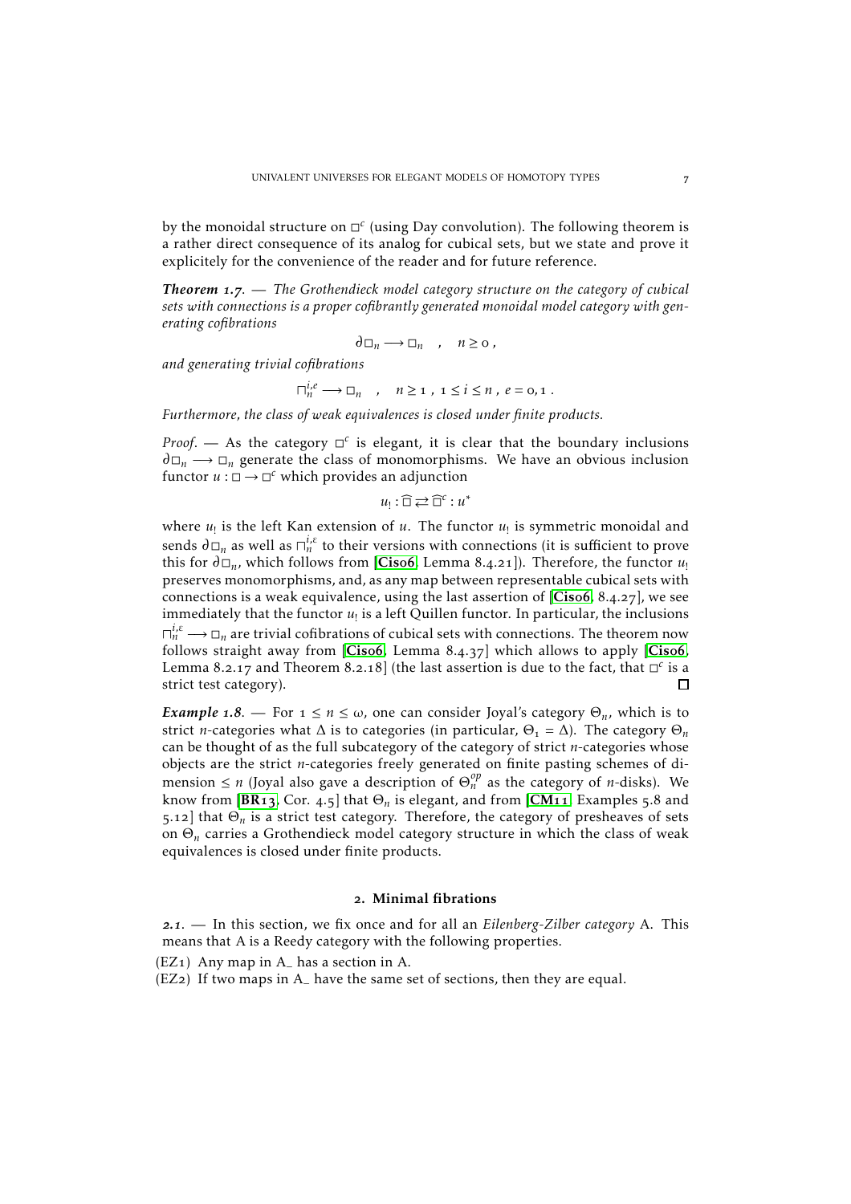by the monoidal structure on $\square^c$ (using Day convolution). The following theorem is a rather direct consequence of its analog for cubical sets, but we state and prove it explicitly for the convenience of the reader and for future reference.

***Theorem 1.7.*** — *The Grothendieck model category structure on the category of cubical sets with connections is a proper cofibrantly generated monoidal model category with generating cofibrations*

$$\partial\square_n \longrightarrow \square_n \quad , \quad n \geq 0 \, ,$$

*and generating trivial cofibrations*

$$\sqcap_n^{i,e} \longrightarrow \square_n \quad , \quad n \geq 1 \, , \, 1 \leq i \leq n \, , \, e = 0, 1 \, .$$

*Furthermore, the class of weak equivalences is closed under finite products.*

*Proof.* — As the category $\square^c$ is elegant, it is clear that the boundary inclusions $\partial\square_n \longrightarrow \square_n$ generate the class of monomorphisms. We have an obvious inclusion functor $u : \square \to \square^c$ which provides an adjunction

$$u_! : \widehat{\square} \rightleftarrows \widehat{\square}^c : u^*$$

where $u_!$ is the left Kan extension of $u$. The functor $u_!$ is symmetric monoidal and sends $\partial\square_n$ as well as $\sqcap_n^{i,\varepsilon}$ to their versions with connections (it is sufficient to prove this for $\partial\square_n$, which follows from [Cis06, Lemma 8.4.21]). Therefore, the functor $u_!$ preserves monomorphisms, and, as any map between representable cubical sets with connections is a weak equivalence, using the last assertion of [Cis06, 8.4.27], we see immediately that the functor $u_!$ is a left Quillen functor. In particular, the inclusions $\sqcap_n^{i,\varepsilon} \longrightarrow \square_n$ are trivial cofibrations of cubical sets with connections. The theorem now follows straight away from [Cis06, Lemma 8.4.37] which allows to apply [Cis06, Lemma 8.2.17 and Theorem 8.2.18] (the last assertion is due to the fact, that $\square^c$ is a strict test category). □

***Example 1.8.*** — For $1 \leq n \leq \omega$, one can consider Joyal's category $\Theta_n$, which is to strict $n$-categories what $\Delta$ is to categories (in particular, $\Theta_1 = \Delta$). The category $\Theta_n$ can be thought of as the full subcategory of the category of strict $n$-categories whose objects are the strict $n$-categories freely generated on finite pasting schemes of dimension $\leq n$ (Joyal also gave a description of $\Theta_n^{op}$ as the category of $n$-disks). We know from [BR13, Cor. 4.5] that $\Theta_n$ is elegant, and from [CM11, Examples 5.8 and 5.12] that $\Theta_n$ is a strict test category. Therefore, the category of presheaves of sets on $\Theta_n$ carries a Grothendieck model category structure in which the class of weak equivalences is closed under finite products.

## 2. Minimal fibrations

***2.1.*** — In this section, we fix once and for all an *Eilenberg-Zilber category* A. This means that A is a Reedy category with the following properties.

(EZ1) Any map in $A_-$ has a section in A.

(EZ2) If two maps in $A_-$ have the same set of sections, then they are equal.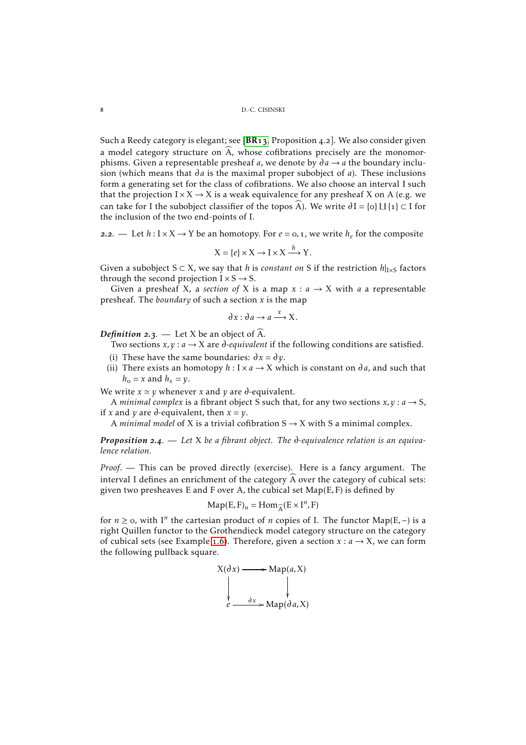Such a Reedy category is elegant; see [BR13, Proposition 4.2]. We also consider given a model category structure on $\widehat{A}$, whose cofibrations precisely are the monomorphisms. Given a representable presheaf $a$, we denote by $\partial a \to a$ the boundary inclusion (which means that $\partial a$ is the maximal proper subobject of $a$). These inclusions form a generating set for the class of cofibrations. We also choose an interval I such that the projection $I \times X \to X$ is a weak equivalence for any presheaf X on A (e.g. we can take for I the subobject classifier of the topos $\widehat{A}$). We write $\partial I = \{0\} \amalg \{1\} \subset I$ for the inclusion of the two end-points of I.

*2.2.* — Let $h : I \times X \to Y$ be an homotopy. For $e = 0, 1$, we write $h_e$ for the composite

$$X = \{e\} \times X \to I \times X \xrightarrow{h} Y.$$

Given a subobject $S \subset X$, we say that $h$ is *constant on* S if the restriction $h|_{I \times S}$ factors through the second projection $I \times S \to S$.

Given a presheaf X, a *section of* X is a map $x : a \to X$ with $a$ a representable presheaf. The *boundary* of such a section $x$ is the map

$$\partial x : \partial a \to a \xrightarrow{x} X.$$

***Definition 2.3.*** — Let X be an object of $\widehat{A}$.

Two sections $x, y : a \to X$ are *∂-equivalent* if the following conditions are satisfied.

(i) These have the same boundaries: $\partial x = \partial y$.

(ii) There exists an homotopy $h : I \times a \to X$ which is constant on $\partial a$, and such that $h_0 = x$ and $h_1 = y$.

We write $x \simeq y$ whenever $x$ and $y$ are ∂-equivalent.

A *minimal complex* is a fibrant object S such that, for any two sections $x, y : a \to S$, if $x$ and $y$ are ∂-equivalent, then $x = y$.

A *minimal model* of X is a trivial cofibration $S \to X$ with S a minimal complex.

***Proposition 2.4.*** — *Let X be a fibrant object. The ∂-equivalence relation is an equivalence relation.*

*Proof.* — This can be proved directly (exercise). Here is a fancy argument. The interval I defines an enrichment of the category $\widehat{A}$ over the category of cubical sets: given two presheaves E and F over A, the cubical set $\mathrm{Map}(E, F)$ is defined by

$$\mathrm{Map}(E, F)_n = \mathrm{Hom}_{\widehat{A}}(E \times I^n, F)$$

for $n \geq 0$, with $I^n$ the cartesian product of $n$ copies of I. The functor $\mathrm{Map}(E, -)$ is a right Quillen functor to the Grothendieck model category structure on the category of cubical sets (see Example 1.6). Therefore, given a section $x : a \to X$, we can form the following pullback square.

$$\begin{array}{ccc} X(\partial x) & \longrightarrow & \mathrm{Map}(a, X) \\ \downarrow & & \downarrow \\ e & \xrightarrow{\partial x} & \mathrm{Map}(\partial a, X) \end{array}$$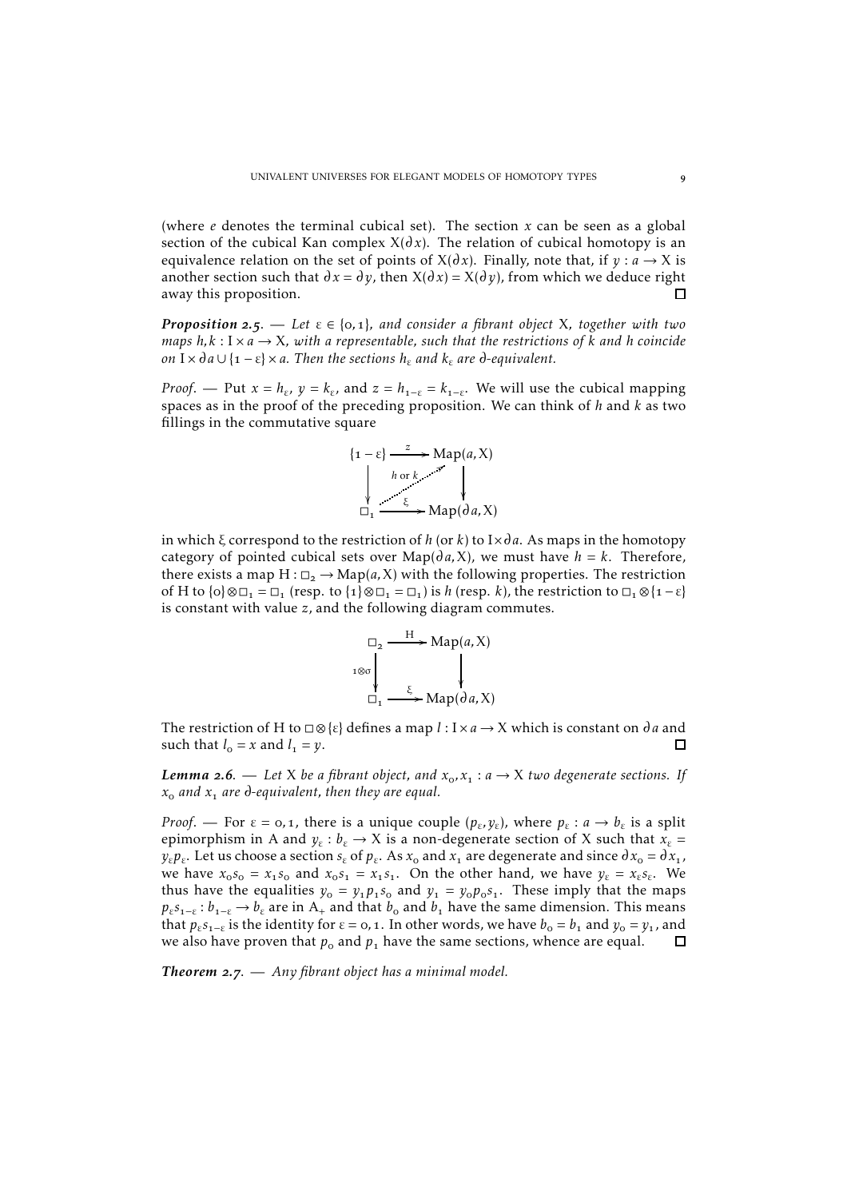(where $e$ denotes the terminal cubical set). The section $x$ can be seen as a global section of the cubical Kan complex $X(\partial x)$. The relation of cubical homotopy is an equivalence relation on the set of points of $X(\partial x)$. Finally, note that, if $y : a \to X$ is another section such that $\partial x = \partial y$, then $X(\partial x) = X(\partial y)$, from which we deduce right away this proposition. □

***Proposition 2.5.*** — *Let $\varepsilon \in \{0,1\}$, and consider a fibrant object $X$, together with two maps $h, k : I \times a \to X$, with a representable, such that the restrictions of $k$ and $h$ coincide on $I \times \partial a \cup \{1-\varepsilon\} \times a$. Then the sections $h_\varepsilon$ and $k_\varepsilon$ are $\partial$-equivalent.*

*Proof.* — Put $x = h_\varepsilon$, $y = k_\varepsilon$, and $z = h_{1-\varepsilon} = k_{1-\varepsilon}$. We will use the cubical mapping spaces as in the proof of the preceding proposition. We can think of $h$ and $k$ as two fillings in the commutative square

$$
\begin{array}{ccc}
\{1-\varepsilon\} & \xrightarrow{\;z\;} & \mathrm{Map}(a, X) \\
\downarrow & \overset{h \text{ or } k}{\nearrow} & \downarrow \\
\square_1 & \xrightarrow{\;\xi\;} & \mathrm{Map}(\partial a, X)
\end{array}
$$

in which $\xi$ correspond to the restriction of $h$ (or $k$) to $I \times \partial a$. As maps in the homotopy category of pointed cubical sets over $\mathrm{Map}(\partial a, X)$, we must have $h = k$. Therefore, there exists a map $H : \square_2 \to \mathrm{Map}(a, X)$ with the following properties. The restriction of $H$ to $\{0\} \otimes \square_1 = \square_1$ (resp. to $\{1\} \otimes \square_1 = \square_1$) is $h$ (resp. $k$), the restriction to $\square_1 \otimes \{1-\varepsilon\}$ is constant with value $z$, and the following diagram commutes.

$$
\begin{array}{ccc}
\square_2 & \xrightarrow{\;H\;} & \mathrm{Map}(a, X) \\
{\scriptstyle 1\otimes\sigma}\downarrow & & \downarrow \\
\square_1 & \xrightarrow{\;\xi\;} & \mathrm{Map}(\partial a, X)
\end{array}
$$

The restriction of $H$ to $\square \otimes \{\varepsilon\}$ defines a map $l : I \times a \to X$ which is constant on $\partial a$ and such that $l_0 = x$ and $l_1 = y$. □

***Lemma 2.6.*** — *Let $X$ be a fibrant object, and $x_0, x_1 : a \to X$ two degenerate sections. If $x_0$ and $x_1$ are $\partial$-equivalent, then they are equal.*

*Proof.* — For $\varepsilon = 0, 1$, there is a unique couple $(p_\varepsilon, y_\varepsilon)$, where $p_\varepsilon : a \to b_\varepsilon$ is a split epimorphism in $A$ and $y_\varepsilon : b_\varepsilon \to X$ is a non-degenerate section of $X$ such that $x_\varepsilon = y_\varepsilon p_\varepsilon$. Let us choose a section $s_\varepsilon$ of $p_\varepsilon$. As $x_0$ and $x_1$ are degenerate and since $\partial x_0 = \partial x_1$, we have $x_0 s_0 = x_1 s_0$ and $x_0 s_1 = x_1 s_1$. On the other hand, we have $y_\varepsilon = x_\varepsilon s_\varepsilon$. We thus have the equalities $y_0 = y_1 p_1 s_0$ and $y_1 = y_0 p_0 s_1$. These imply that the maps $p_\varepsilon s_{1-\varepsilon} : b_{1-\varepsilon} \to b_\varepsilon$ are in $A_+$ and that $b_0$ and $b_1$ have the same dimension. This means that $p_\varepsilon s_{1-\varepsilon}$ is the identity for $\varepsilon = 0, 1$. In other words, we have $b_0 = b_1$ and $y_0 = y_1$, and we also have proven that $p_0$ and $p_1$ have the same sections, whence are equal. □

***Theorem 2.7.*** — *Any fibrant object has a minimal model.*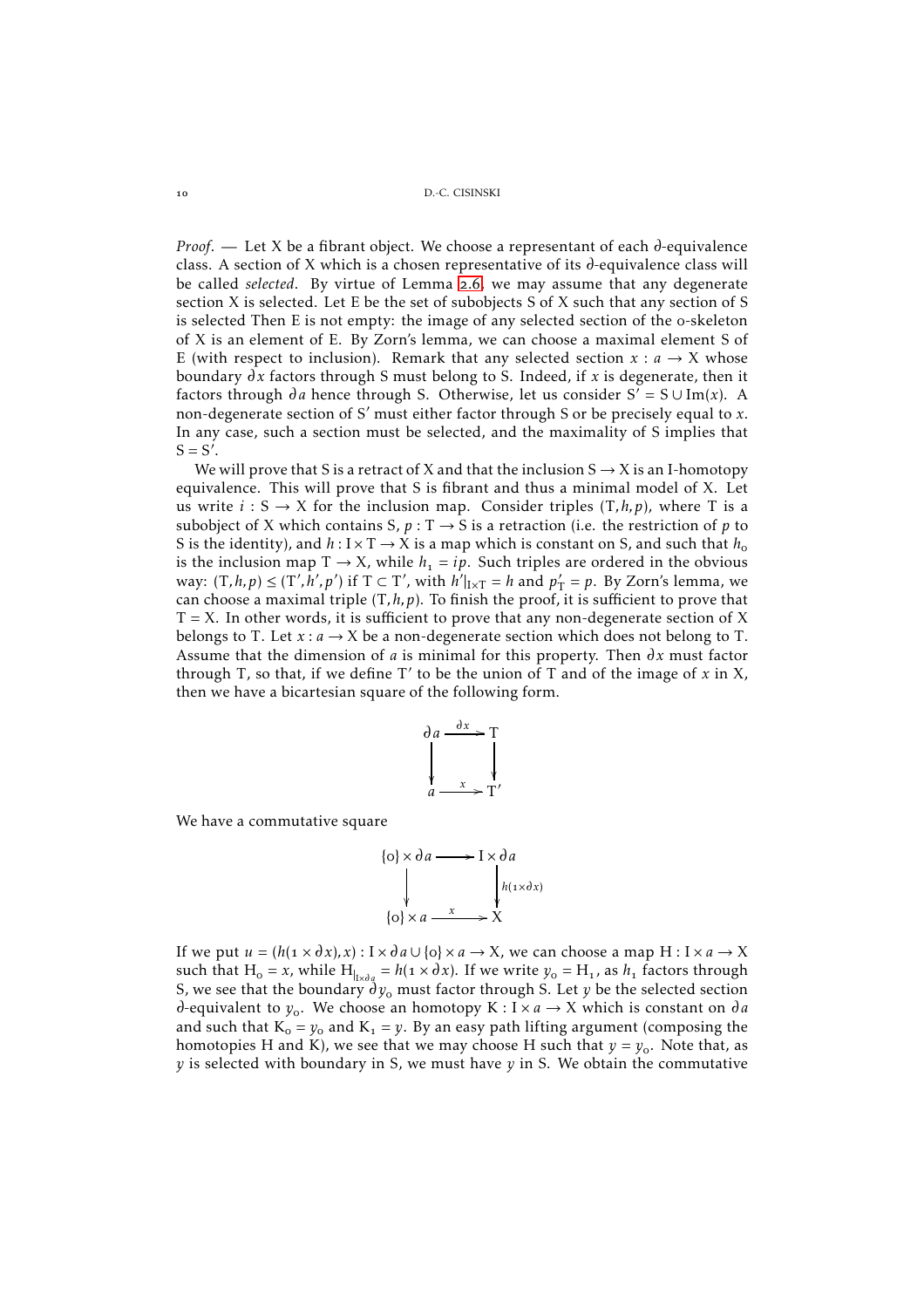*Proof*. — Let X be a fibrant object. We choose a representant of each $\partial$-equivalence class. A section of X which is a chosen representative of its $\partial$-equivalence class will be called *selected*. By virtue of Lemma 2.6, we may assume that any degenerate section X is selected. Let E be the set of subobjects S of X such that any section of S is selected Then E is not empty: the image of any selected section of the 0-skeleton of X is an element of E. By Zorn's lemma, we can choose a maximal element S of E (with respect to inclusion). Remark that any selected section $x : a \to X$ whose boundary $\partial x$ factors through S must belong to S. Indeed, if $x$ is degenerate, then it factors through $\partial a$ hence through S. Otherwise, let us consider $S' = S \cup \mathrm{Im}(x)$. A non-degenerate section of $S'$ must either factor through S or be precisely equal to $x$. In any case, such a section must be selected, and the maximality of S implies that $S = S'$.

We will prove that S is a retract of X and that the inclusion $S \to X$ is an I-homotopy equivalence. This will prove that S is fibrant and thus a minimal model of X. Let us write $i : S \to X$ for the inclusion map. Consider triples $(T, h, p)$, where T is a subobject of X which contains S, $p : T \to S$ is a retraction (i.e. the restriction of $p$ to S is the identity), and $h : I \times T \to X$ is a map which is constant on S, and such that $h_0$ is the inclusion map $T \to X$, while $h_1 = ip$. Such triples are ordered in the obvious way: $(T, h, p) \leq (T', h', p')$ if $T \subset T'$, with $h'|_{I\times T} = h$ and $p'_T = p$. By Zorn's lemma, we can choose a maximal triple $(T, h, p)$. To finish the proof, it is sufficient to prove that $T = X$. In other words, it is sufficient to prove that any non-degenerate section of X belongs to T. Let $x : a \to X$ be a non-degenerate section which does not belong to T. Assume that the dimension of $a$ is minimal for this property. Then $\partial x$ must factor through T, so that, if we define $T'$ to be the union of T and of the image of $x$ in X, then we have a bicartesian square of the following form.

$$\begin{array}{ccc} \partial a & \xrightarrow{\partial x} & T \\ \downarrow & & \downarrow \\ a & \xrightarrow{x} & T' \end{array}$$

We have a commutative square

$$\begin{array}{ccc} \{0\} \times \partial a & \longrightarrow & I \times \partial a \\ \downarrow & & \downarrow {\scriptstyle h(1\times\partial x)} \\ \{0\} \times a & \xrightarrow{x} & X \end{array}$$

If we put $u = (h(1 \times \partial x), x) : I \times \partial a \cup \{0\} \times a \to X$, we can choose a map $H : I \times a \to X$ such that $H_0 = x$, while $H_{|_{I\times\partial a}} = h(1 \times \partial x)$. If we write $y_0 = H_1$, as $h_1$ factors through S, we see that the boundary $\partial y_0$ must factor through S. Let $y$ be the selected section $\partial$-equivalent to $y_0$. We choose an homotopy $K : I \times a \to X$ which is constant on $\partial a$ and such that $K_0 = y_0$ and $K_1 = y$. By an easy path lifting argument (composing the homotopies H and K), we see that we may choose H such that $y = y_0$. Note that, as $y$ is selected with boundary in S, we must have $y$ in S. We obtain the commutative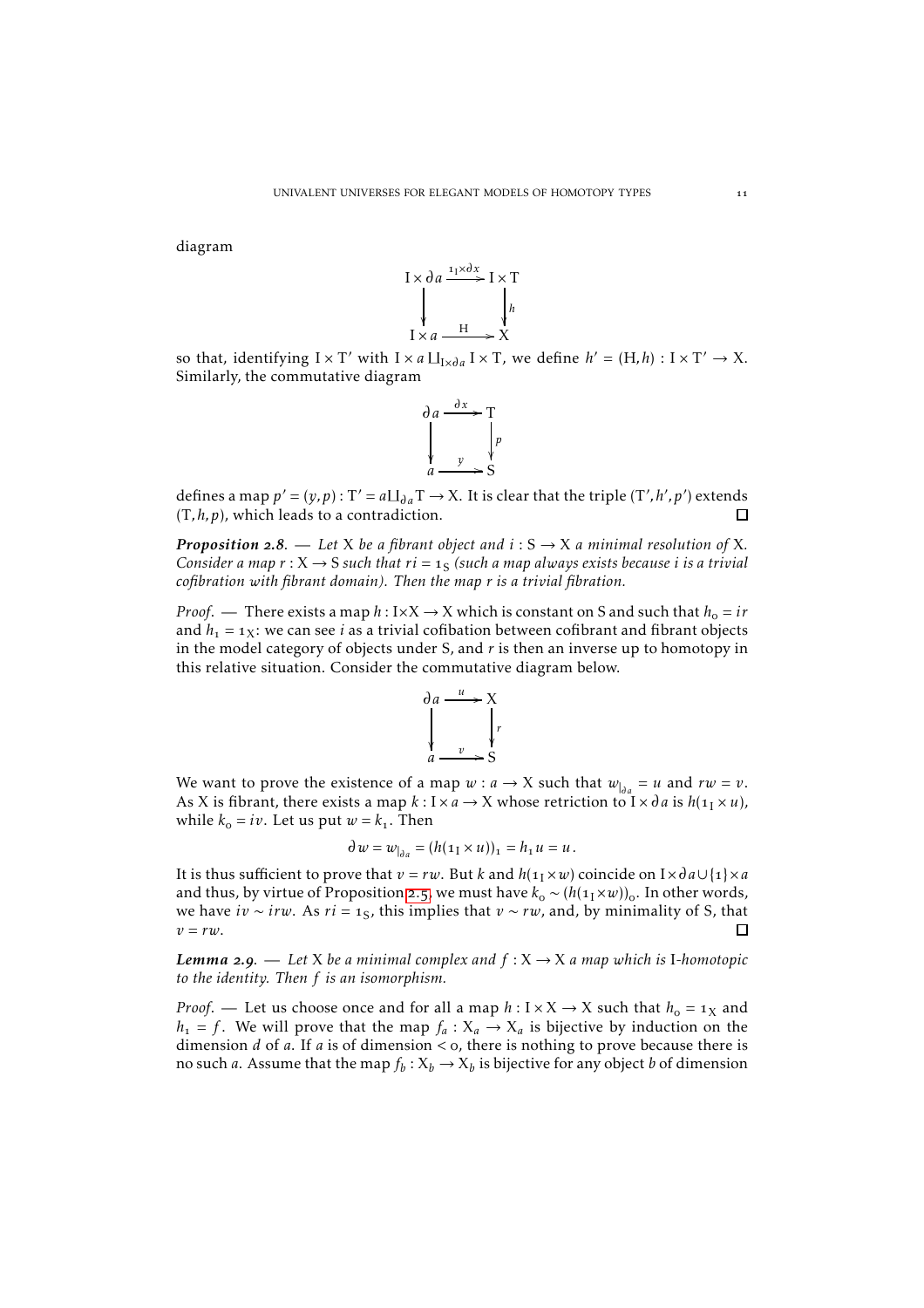diagram

$$\begin{array}{ccc} \mathrm{I} \times \partial a & \xrightarrow{1_{\mathrm{I}} \times \partial x} & \mathrm{I} \times \mathrm{T} \\ \downarrow & & \downarrow h \\ \mathrm{I} \times a & \xrightarrow{\mathrm{H}} & \mathrm{X} \end{array}$$

so that, identifying $\mathrm{I} \times \mathrm{T}'$ with $\mathrm{I} \times a \amalg_{\mathrm{I} \times \partial a} \mathrm{I} \times \mathrm{T}$, we define $h' = (\mathrm{H}, h) : \mathrm{I} \times \mathrm{T}' \to \mathrm{X}$. Similarly, the commutative diagram

$$\begin{array}{ccc} \partial a & \xrightarrow{\partial x} & \mathrm{T} \\ \downarrow & & \downarrow p \\ a & \xrightarrow{y} & \mathrm{S} \end{array}$$

defines a map $p' = (y, p) : \mathrm{T}' = a \amalg_{\partial a} \mathrm{T} \to \mathrm{X}$. It is clear that the triple $(\mathrm{T}', h', p')$ extends $(\mathrm{T}, h, p)$, which leads to a contradiction. □

***Proposition 2.8***. — *Let* X *be a fibrant object and* $i : \mathrm{S} \to \mathrm{X}$ *a minimal resolution of* X. *Consider a map* $r : \mathrm{X} \to \mathrm{S}$ *such that* $ri = 1_{\mathrm{S}}$ *(such a map always exists because* $i$ *is a trivial cofibration with fibrant domain). Then the map* $r$ *is a trivial fibration.*

*Proof*. — There exists a map $h : \mathrm{I} \times \mathrm{X} \to \mathrm{X}$ which is constant on S and such that $h_0 = ir$ and $h_1 = 1_{\mathrm{X}}$: we can see $i$ as a trivial cofibation between cofibrant and fibrant objects in the model category of objects under S, and $r$ is then an inverse up to homotopy in this relative situation. Consider the commutative diagram below.

$$\begin{array}{ccc} \partial a & \xrightarrow{u} & \mathrm{X} \\ \downarrow & & \downarrow r \\ a & \xrightarrow{v} & \mathrm{S} \end{array}$$

We want to prove the existence of a map $w : a \to \mathrm{X}$ such that $w_{|_{\partial a}} = u$ and $rw = v$. As X is fibrant, there exists a map $k : \mathrm{I} \times a \to \mathrm{X}$ whose retriction to $\mathrm{I} \times \partial a$ is $h(1_{\mathrm{I}} \times u)$, while $k_0 = iv$. Let us put $w = k_1$. Then

$$\partial w = w_{|_{\partial a}} = (h(1_{\mathrm{I}} \times u))_1 = h_1 u = u \,.$$

It is thus sufficient to prove that $v = rw$. But $k$ and $h(1_{\mathrm{I}} \times w)$ coincide on $\mathrm{I} \times \partial a \cup \{1\} \times a$ and thus, by virtue of Proposition 2.5, we must have $k_0 \sim (h(1_{\mathrm{I}} \times w))_0$. In other words, we have $iv \sim irw$. As $ri = 1_{\mathrm{S}}$, this implies that $v \sim rw$, and, by minimality of S, that $v = rw$. □

***Lemma 2.9***. — *Let* X *be a minimal complex and* $f : \mathrm{X} \to \mathrm{X}$ *a map which is* I*-homotopic to the identity. Then* $f$ *is an isomorphism.*

*Proof*. — Let us choose once and for all a map $h : \mathrm{I} \times \mathrm{X} \to \mathrm{X}$ such that $h_0 = 1_{\mathrm{X}}$ and $h_1 = f$. We will prove that the map $f_a : \mathrm{X}_a \to \mathrm{X}_a$ is bijective by induction on the dimension $d$ of $a$. If $a$ is of dimension $< 0$, there is nothing to prove because there is no such $a$. Assume that the map $f_b : \mathrm{X}_b \to \mathrm{X}_b$ is bijective for any object $b$ of dimension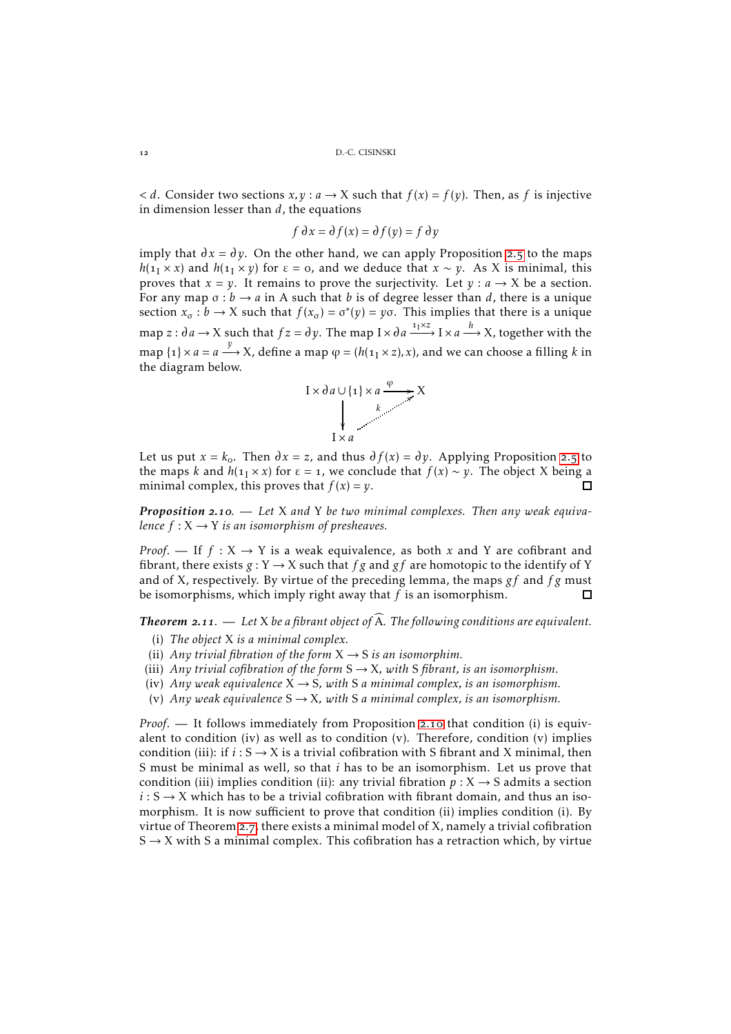$< d$. Consider two sections $x, y : a \to X$ such that $f(x) = f(y)$. Then, as $f$ is injective in dimension lesser than $d$, the equations

$$f\,\partial x = \partial f(x) = \partial f(y) = f\,\partial y$$

imply that $\partial x = \partial y$. On the other hand, we can apply Proposition 2.5 to the maps $h(1_I \times x)$ and $h(1_I \times y)$ for $\varepsilon = 0$, and we deduce that $x \sim y$. As X is minimal, this proves that $x = y$. It remains to prove the surjectivity. Let $y : a \to X$ be a section. For any map $\sigma : b \to a$ in A such that $b$ is of degree lesser than $d$, there is a unique section $x_\sigma : b \to X$ such that $f(x_\sigma) = \sigma^*(y) = y\sigma$. This implies that there is a unique map $z : \partial a \to X$ such that $fz = \partial y$. The map $I \times \partial a \xrightarrow{1_I \times z} I \times a \xrightarrow{h} X$, together with the map $\{1\} \times a = a \xrightarrow{y} X$, define a map $\varphi = (h(1_I \times z), x)$, and we can choose a filling $k$ in the diagram below.

$$\begin{array}{ccc} I \times \partial a \cup \{1\} \times a & \xrightarrow{\varphi} & X \\ \big\downarrow & \overset{k}{\nearrow} & \\ I \times a & & \end{array}$$

Let us put $x = k_0$. Then $\partial x = z$, and thus $\partial f(x) = \partial y$. Applying Proposition 2.5 to the maps $k$ and $h(1_I \times x)$ for $\varepsilon = 1$, we conclude that $f(x) \sim y$. The object X being a minimal complex, this proves that $f(x) = y$. □

***Proposition 2.10.*** — *Let* X *and* Y *be two minimal complexes. Then any weak equivalence $f : X \to Y$ is an isomorphism of presheaves.*

*Proof.* — If $f : X \to Y$ is a weak equivalence, as both $x$ and Y are cofibrant and fibrant, there exists $g : Y \to X$ such that $fg$ and $gf$ are homotopic to the identify of Y and of X, respectively. By virtue of the preceding lemma, the maps $gf$ and $fg$ must be isomorphisms, which imply right away that $f$ is an isomorphism. □

***Theorem 2.11.*** — *Let* X *be a fibrant object of* $\widehat{A}$*. The following conditions are equivalent.*

(i) *The object* X *is a minimal complex.*
(ii) *Any trivial fibration of the form* $X \to S$ *is an isomorphim.*
(iii) *Any trivial cofibration of the form* $S \to X$*, with* S *fibrant, is an isomorphism.*
(iv) *Any weak equivalence* $X \to S$*, with* S *a minimal complex, is an isomorphism.*
(v) *Any weak equivalence* $S \to X$*, with* S *a minimal complex, is an isomorphism.*

*Proof.* — It follows immediately from Proposition 2.10 that condition (i) is equivalent to condition (iv) as well as to condition (v). Therefore, condition (v) implies condition (iii): if $i : S \to X$ is a trivial cofibration with S fibrant and X minimal, then S must be minimal as well, so that $i$ has to be an isomorphism. Let us prove that condition (iii) implies condition (ii): any trivial fibration $p : X \to S$ admits a section $i : S \to X$ which has to be a trivial cofibration with fibrant domain, and thus an isomorphism. It is now sufficient to prove that condition (ii) implies condition (i). By virtue of Theorem 2.7, there exists a minimal model of X, namely a trivial cofibration $S \to X$ with S a minimal complex. This cofibration has a retraction which, by virtue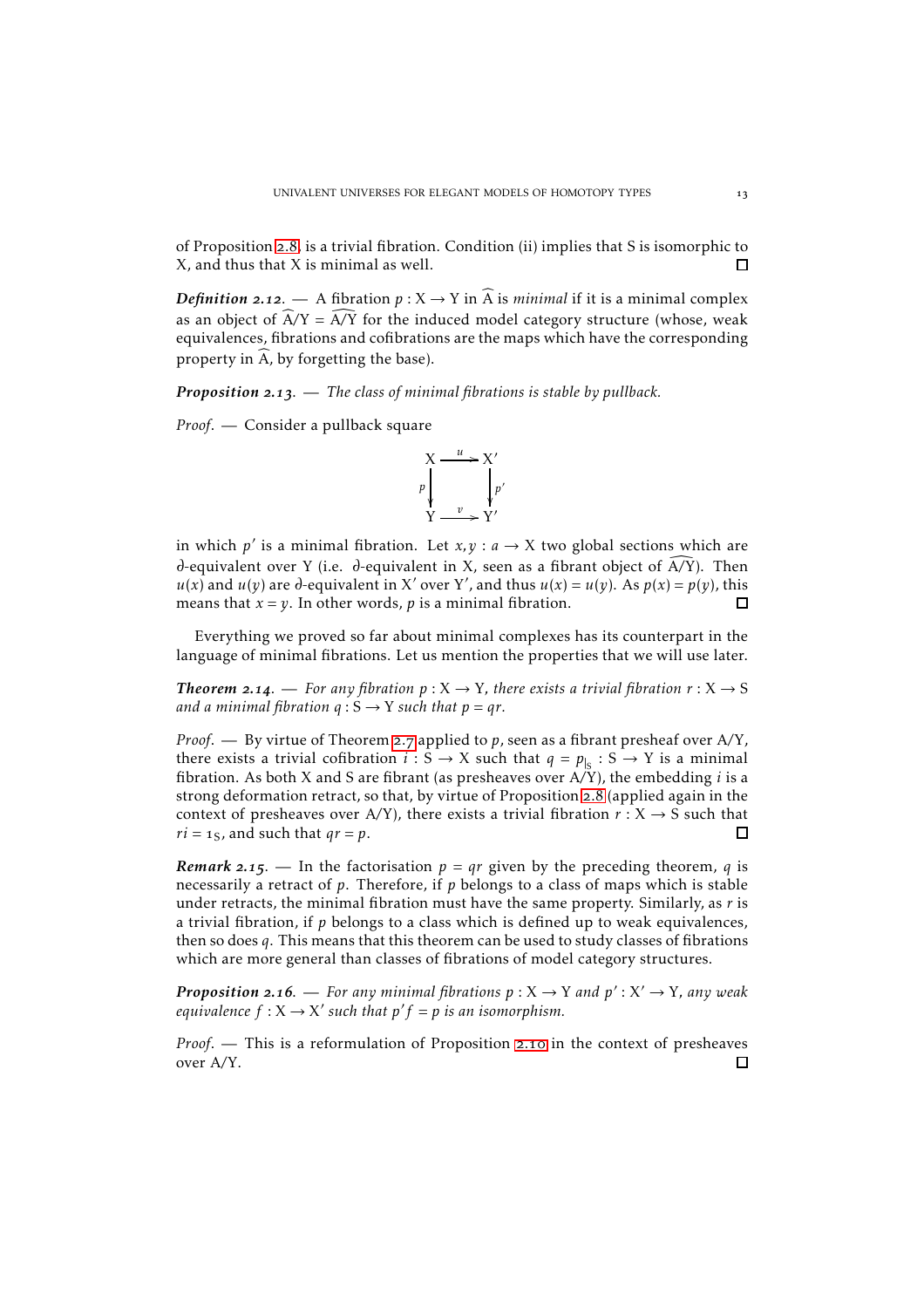of Proposition 2.8, is a trivial fibration. Condition (ii) implies that S is isomorphic to X, and thus that X is minimal as well. ☐

***Definition 2.12.*** — A fibration $p : X \to Y$ in $\widehat{A}$ is *minimal* if it is a minimal complex as an object of $\widehat{A}/Y = \widehat{A/Y}$ for the induced model category structure (whose, weak equivalences, fibrations and cofibrations are the maps which have the corresponding property in $\widehat{A}$, by forgetting the base).

***Proposition 2.13.*** — *The class of minimal fibrations is stable by pullback.*

*Proof.* — Consider a pullback square

$$\begin{array}{ccc} X & \xrightarrow{u} & X' \\ {\scriptstyle p}\downarrow & & \downarrow{\scriptstyle p'} \\ Y & \xrightarrow{v} & Y' \end{array}$$

in which $p'$ is a minimal fibration. Let $x, y : a \to X$ two global sections which are $\partial$-equivalent over Y (i.e. $\partial$-equivalent in X, seen as a fibrant object of $\widehat{A/Y}$). Then $u(x)$ and $u(y)$ are $\partial$-equivalent in $X'$ over $Y'$, and thus $u(x) = u(y)$. As $p(x) = p(y)$, this means that $x = y$. In other words, $p$ is a minimal fibration. ☐

Everything we proved so far about minimal complexes has its counterpart in the language of minimal fibrations. Let us mention the properties that we will use later.

***Theorem 2.14.*** — *For any fibration $p : X \to Y$, there exists a trivial fibration $r : X \to S$ and a minimal fibration $q : S \to Y$ such that $p = qr$.*

*Proof.* — By virtue of Theorem 2.7 applied to $p$, seen as a fibrant presheaf over A/Y, there exists a trivial cofibration $i : S \to X$ such that $q = p_{|_S} : S \to Y$ is a minimal fibration. As both X and S are fibrant (as presheaves over A/Y), the embedding $i$ is a strong deformation retract, so that, by virtue of Proposition 2.8 (applied again in the context of presheaves over A/Y), there exists a trivial fibration $r : X \to S$ such that $ri = 1_S$, and such that $qr = p$. ☐

***Remark 2.15.*** — In the factorisation $p = qr$ given by the preceding theorem, $q$ is necessarily a retract of $p$. Therefore, if $p$ belongs to a class of maps which is stable under retracts, the minimal fibration must have the same property. Similarly, as $r$ is a trivial fibration, if $p$ belongs to a class which is defined up to weak equivalences, then so does $q$. This means that this theorem can be used to study classes of fibrations which are more general than classes of fibrations of model category structures.

***Proposition 2.16.*** — *For any minimal fibrations $p : X \to Y$ and $p' : X' \to Y$, any weak equivalence $f : X \to X'$ such that $p'f = p$ is an isomorphism.*

*Proof.* — This is a reformulation of Proposition 2.10 in the context of presheaves over A/Y. ☐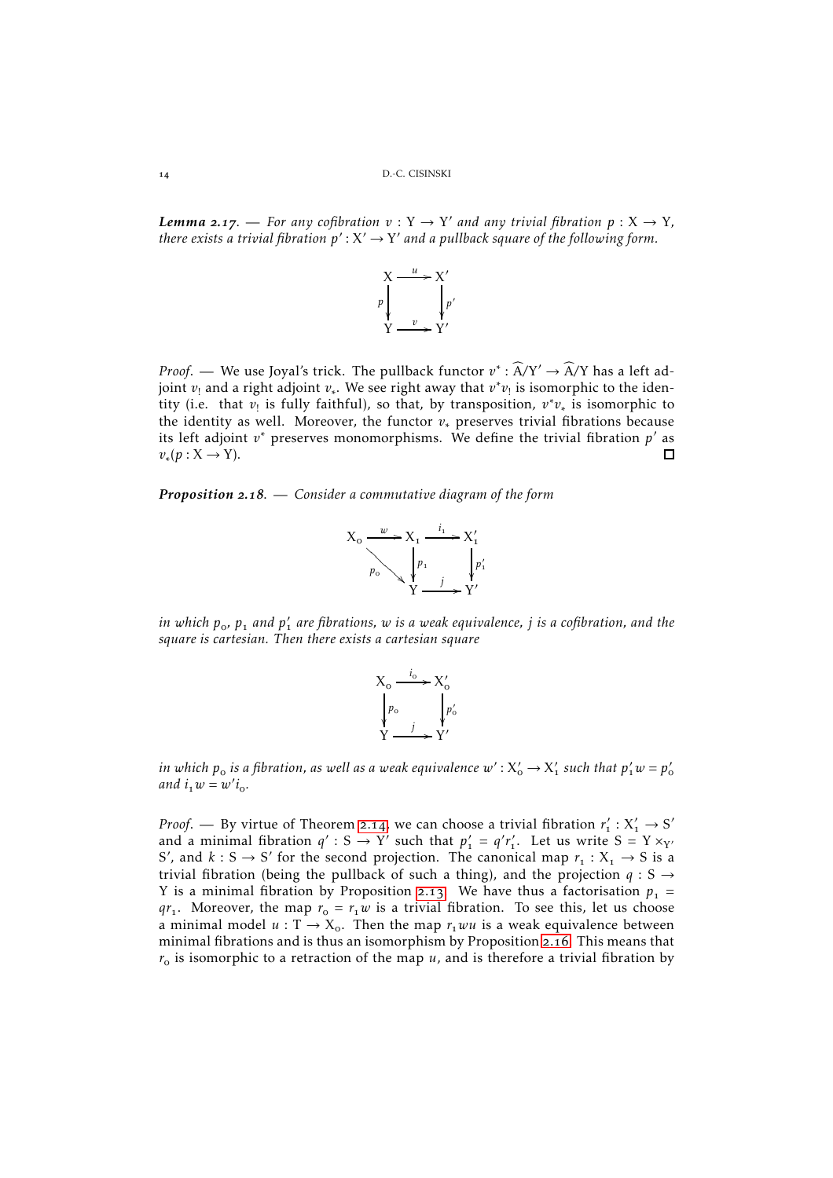***Lemma 2.17***. — *For any cofibration $v : Y \to Y'$ and any trivial fibration $p : X \to Y$, there exists a trivial fibration $p' : X' \to Y'$ and a pullback square of the following form.*

$$\begin{array}{ccc} X & \xrightarrow{u} & X' \\ {\scriptstyle p}\downarrow & & \downarrow{\scriptstyle p'} \\ Y & \xrightarrow{v} & Y' \end{array}$$

*Proof*. — We use Joyal's trick. The pullback functor $v^* : \widehat{A}/Y' \to \widehat{A}/Y$ has a left adjoint $v_!$ and a right adjoint $v_*$. We see right away that $v^* v_!$ is isomorphic to the identity (i.e. that $v_!$ is fully faithful), so that, by transposition, $v^* v_*$ is isomorphic to the identity as well. Moreover, the functor $v_*$ preserves trivial fibrations because its left adjoint $v^*$ preserves monomorphisms. We define the trivial fibration $p'$ as $v_*(p : X \to Y)$. □

***Proposition 2.18***. — *Consider a commutative diagram of the form*

$$\begin{array}{ccccc} X_0 & \xrightarrow{w} & X_1 & \xrightarrow{i_1} & X'_1 \\ & {\scriptstyle p_0}\searrow & \downarrow{\scriptstyle p_1} & & \downarrow{\scriptstyle p'_1} \\ & & Y & \xrightarrow{j} & Y' \end{array}$$

*in which $p_0$, $p_1$ and $p'_1$ are fibrations, $w$ is a weak equivalence, $j$ is a cofibration, and the square is cartesian. Then there exists a cartesian square*

$$\begin{array}{ccc} X_0 & \xrightarrow{i_0} & X'_0 \\ {\scriptstyle p_0}\downarrow & & \downarrow{\scriptstyle p'_0} \\ Y & \xrightarrow{j} & Y' \end{array}$$

*in which $p_0$ is a fibration, as well as a weak equivalence $w' : X'_0 \to X'_1$ such that $p'_1 w = p'_0$ and $i_1 w = w' i_0$.*

*Proof*. — By virtue of Theorem 2.14, we can choose a trivial fibration $r'_1 : X'_1 \to S'$ and a minimal fibration $q' : S \to Y'$ such that $p'_1 = q' r'_1$. Let us write $S = Y \times_{Y'} S'$, and $k : S \to S'$ for the second projection. The canonical map $r_1 : X_1 \to S$ is a trivial fibration (being the pullback of such a thing), and the projection $q : S \to Y$ is a minimal fibration by Proposition 2.13. We have thus a factorisation $p_1 = q r_1$. Moreover, the map $r_0 = r_1 w$ is a trivial fibration. To see this, let us choose a minimal model $u : T \to X_0$. Then the map $r_1 w u$ is a weak equivalence between minimal fibrations and is thus an isomorphism by Proposition 2.16. This means that $r_0$ is isomorphic to a retraction of the map $u$, and is therefore a trivial fibration by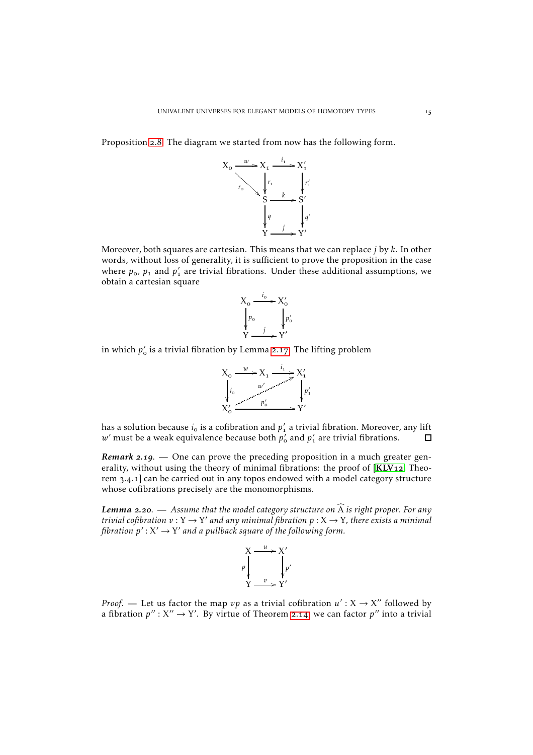Proposition 2.8. The diagram we started from now has the following form.

$$
\begin{array}{ccccc}
X_0 & \xrightarrow{w} & X_1 & \xrightarrow{i_1} & X'_1 \\
& {\scriptstyle r_0}\searrow & \downarrow{\scriptstyle r_1} & & \downarrow{\scriptstyle r'_1} \\
& & S & \xrightarrow{k} & S' \\
& & \downarrow{\scriptstyle q} & & \downarrow{\scriptstyle q'} \\
& & Y & \xrightarrow{j} & Y'
\end{array}
$$

Moreover, both squares are cartesian. This means that we can replace $j$ by $k$. In other words, without loss of generality, it is sufficient to prove the proposition in the case where $p_0$, $p_1$ and $p'_1$ are trivial fibrations. Under these additional assumptions, we obtain a cartesian square

$$
\begin{array}{ccc}
X_0 & \xrightarrow{i_0} & X'_0 \\
\downarrow{\scriptstyle p_0} & & \downarrow{\scriptstyle p'_0} \\
Y & \xrightarrow{j} & Y'
\end{array}
$$

in which $p'_0$ is a trivial fibration by Lemma 2.17. The lifting problem

$$
\begin{array}{ccccc}
X_0 & \xrightarrow{w} & X_1 & \xrightarrow{i_1} & X'_1 \\
\downarrow{\scriptstyle i_0} & & {\scriptstyle w'}\nearrow & & \downarrow{\scriptstyle p'_1} \\
X'_0 & & \xrightarrow{p'_0} & & Y'
\end{array}
$$

has a solution because $i_0$ is a cofibration and $p'_1$ a trivial fibration. Moreover, any lift $w'$ must be a weak equivalence because both $p'_0$ and $p'_1$ are trivial fibrations. □

***Remark 2.19.*** — One can prove the preceding proposition in a much greater generality, without using the theory of minimal fibrations: the proof of [**KLV12**, Theorem 3.4.1] can be carried out in any topos endowed with a model category structure whose cofibrations precisely are the monomorphisms.

***Lemma 2.20.*** — *Assume that the model category structure on $\widehat{A}$ is right proper. For any trivial cofibration $v : Y \to Y'$ and any minimal fibration $p : X \to Y$, there exists a minimal fibration $p' : X' \to Y'$ and a pullback square of the following form.*

$$
\begin{array}{ccc}
X & \xrightarrow{u} & X' \\
\downarrow{\scriptstyle p} & & \downarrow{\scriptstyle p'} \\
Y & \xrightarrow{v} & Y'
\end{array}
$$

*Proof.* — Let us factor the map $vp$ as a trivial cofibration $u' : X \to X''$ followed by a fibration $p'' : X'' \to Y'$. By virtue of Theorem 2.14, we can factor $p''$ into a trivial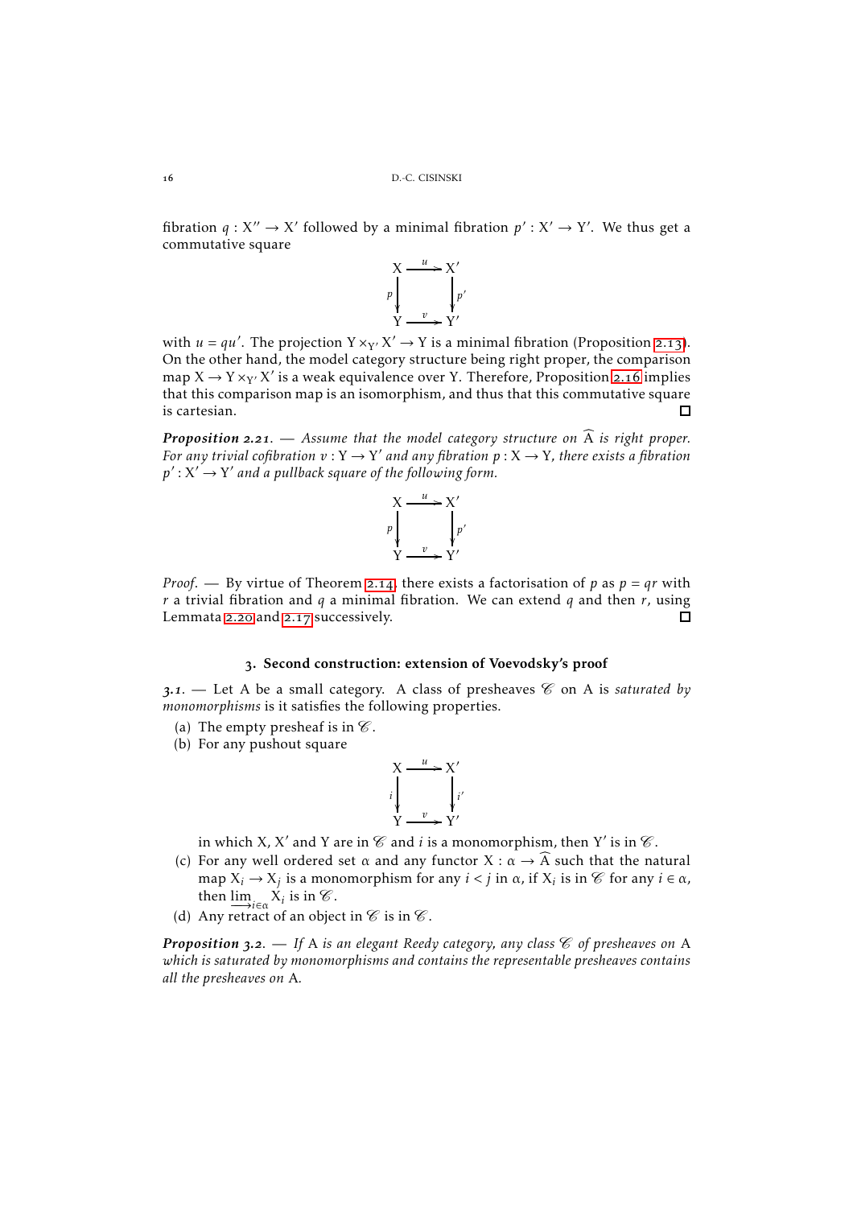fibration $q : X'' \to X'$ followed by a minimal fibration $p' : X' \to Y'$. We thus get a commutative square

$$\begin{array}{ccc} X & \xrightarrow{u} & X' \\ {\scriptstyle p}\downarrow & & \downarrow{\scriptstyle p'} \\ Y & \xrightarrow{v} & Y' \end{array}$$

with $u = qu'$. The projection $Y \times_{Y'} X' \to Y$ is a minimal fibration (Proposition 2.13). On the other hand, the model category structure being right proper, the comparison map $X \to Y \times_{Y'} X'$ is a weak equivalence over Y. Therefore, Proposition 2.16 implies that this comparison map is an isomorphism, and thus that this commutative square is cartesian. □

***Proposition 2.21***. — *Assume that the model category structure on $\widehat{A}$ is right proper. For any trivial cofibration $v : Y \to Y'$ and any fibration $p : X \to Y$, there exists a fibration $p' : X' \to Y'$ and a pullback square of the following form.*

$$\begin{array}{ccc} X & \xrightarrow{u} & X' \\ {\scriptstyle p}\downarrow & & \downarrow{\scriptstyle p'} \\ Y & \xrightarrow{v} & Y' \end{array}$$

*Proof*. — By virtue of Theorem 2.14, there exists a factorisation of $p$ as $p = qr$ with $r$ a trivial fibration and $q$ a minimal fibration. We can extend $q$ and then $r$, using Lemmata 2.20 and 2.17 successively. □

## 3. Second construction: extension of Voevodsky's proof

*3.1*. — Let A be a small category. A class of presheaves $\mathscr{C}$ on A is *saturated by monomorphisms* is it satisfies the following properties.

(a) The empty presheaf is in $\mathscr{C}$.

(b) For any pushout square

$$\begin{array}{ccc} X & \xrightarrow{u} & X' \\ {\scriptstyle i}\downarrow & & \downarrow{\scriptstyle i'} \\ Y & \xrightarrow{v} & Y' \end{array}$$

in which X, X′ and Y are in $\mathscr{C}$ and $i$ is a monomorphism, then Y′ is in $\mathscr{C}$.

(c) For any well ordered set $\alpha$ and any functor $X : \alpha \to \widehat{A}$ such that the natural map $X_i \to X_j$ is a monomorphism for any $i < j$ in $\alpha$, if $X_i$ is in $\mathscr{C}$ for any $i \in \alpha$, then $\varinjlim_{i\in\alpha} X_i$ is in $\mathscr{C}$.

(d) Any retract of an object in $\mathscr{C}$ is in $\mathscr{C}$.

***Proposition 3.2***. — *If* A *is an elegant Reedy category, any class $\mathscr{C}$ of presheaves on* A *which is saturated by monomorphisms and contains the representable presheaves contains all the presheaves on* A.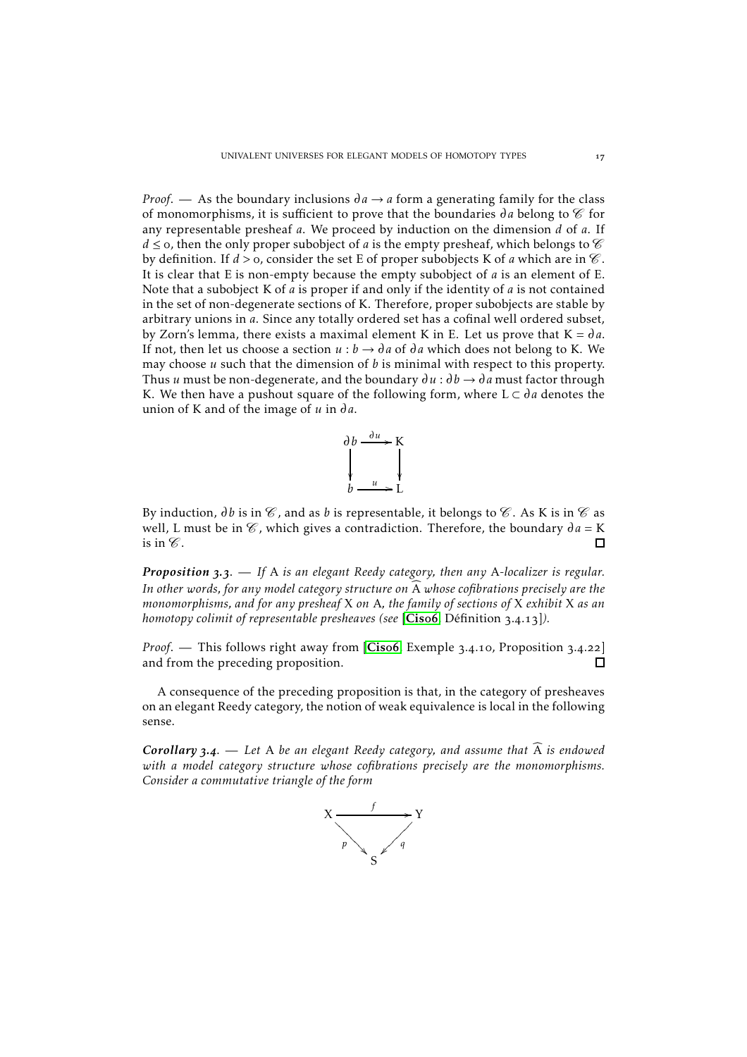*Proof*. — As the boundary inclusions $\partial a \to a$ form a generating family for the class of monomorphisms, it is sufficient to prove that the boundaries $\partial a$ belong to $\mathscr{C}$ for any representable presheaf $a$. We proceed by induction on the dimension $d$ of $a$. If $d \leq 0$, then the only proper subobject of $a$ is the empty presheaf, which belongs to $\mathscr{C}$ by definition. If $d > 0$, consider the set E of proper subobjects K of $a$ which are in $\mathscr{C}$. It is clear that E is non-empty because the empty subobject of $a$ is an element of E. Note that a subobject K of $a$ is proper if and only if the identity of $a$ is not contained in the set of non-degenerate sections of K. Therefore, proper subobjects are stable by arbitrary unions in $a$. Since any totally ordered set has a cofinal well ordered subset, by Zorn's lemma, there exists a maximal element K in E. Let us prove that $K = \partial a$. If not, then let us choose a section $u : b \to \partial a$ of $\partial a$ which does not belong to K. We may choose $u$ such that the dimension of $b$ is minimal with respect to this property. Thus $u$ must be non-degenerate, and the boundary $\partial u : \partial b \to \partial a$ must factor through K. We then have a pushout square of the following form, where $L \subset \partial a$ denotes the union of K and of the image of $u$ in $\partial a$.

$$\begin{array}{ccc} \partial b & \xrightarrow{\partial u} & K \\ \downarrow & & \downarrow \\ b & \xrightarrow{u} & L \end{array}$$

By induction, $\partial b$ is in $\mathscr{C}$, and as $b$ is representable, it belongs to $\mathscr{C}$. As K is in $\mathscr{C}$ as well, L must be in $\mathscr{C}$, which gives a contradiction. Therefore, the boundary $\partial a = K$ is in $\mathscr{C}$. ☐

***Proposition 3.3***. — *If* A *is an elegant Reedy category, then any* A*-localizer is regular. In other words, for any model category structure on* $\widehat{A}$ *whose cofibrations precisely are the monomorphisms, and for any presheaf* X *on* A*, the family of sections of* X *exhibit* X *as an homotopy colimit of representable presheaves (see* [**Cis06**] Définition 3.4.13]*).*

*Proof*. — This follows right away from [**Cis06**, Exemple 3.4.10, Proposition 3.4.22] and from the preceding proposition. ☐

A consequence of the preceding proposition is that, in the category of presheaves on an elegant Reedy category, the notion of weak equivalence is local in the following sense.

***Corollary 3.4***. — *Let* A *be an elegant Reedy category, and assume that* $\widehat{A}$ *is endowed with a model category structure whose cofibrations precisely are the monomorphisms. Consider a commutative triangle of the form*

$$\begin{array}{ccc} X & \xrightarrow{f} & Y \\ & {\scriptstyle p}\searrow \quad \swarrow{\scriptstyle q} & \\ & S & \end{array}$$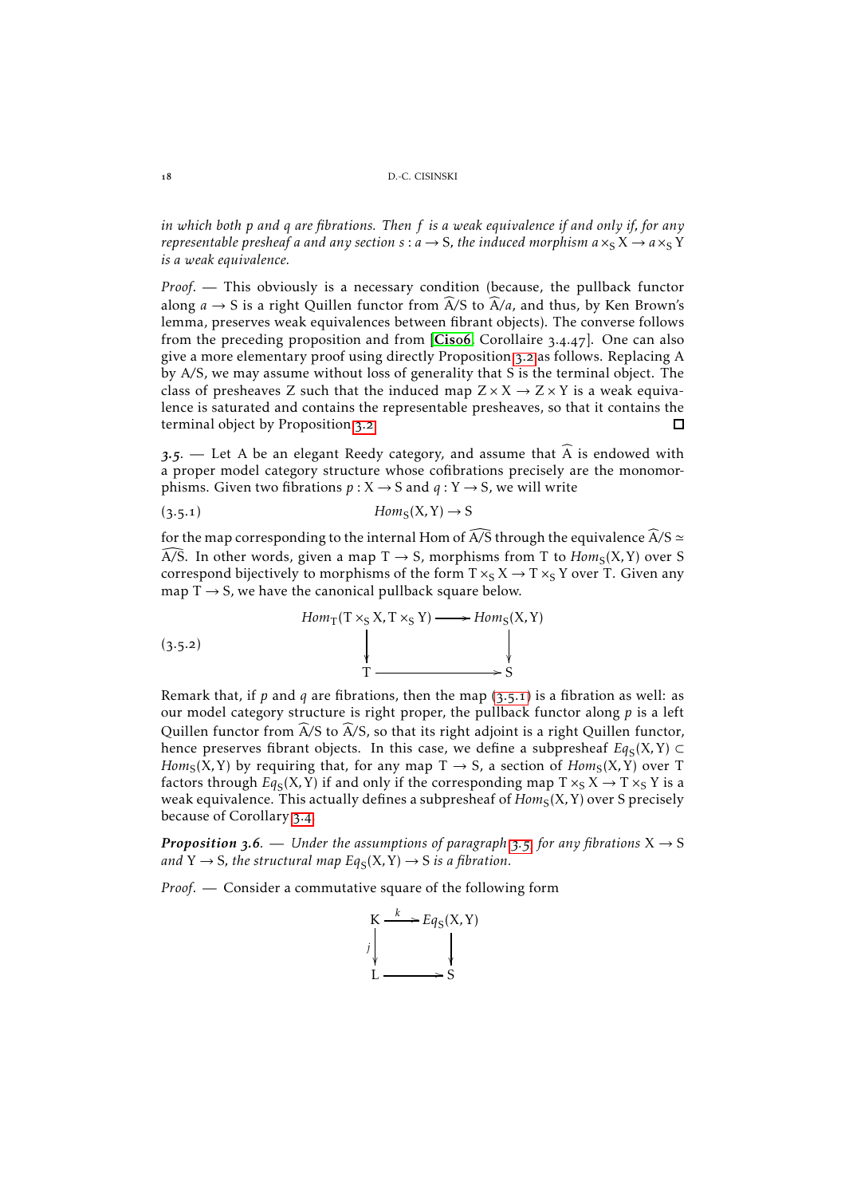*in which both $p$ and $q$ are fibrations. Then $f$ is a weak equivalence if and only if, for any representable presheaf $a$ and any section $s : a \to S$, the induced morphism $a \times_S X \to a \times_S Y$ is a weak equivalence.*

*Proof*. — This obviously is a necessary condition (because, the pullback functor along $a \to S$ is a right Quillen functor from $\widehat{A}/S$ to $\widehat{A}/a$, and thus, by Ken Brown's lemma, preserves weak equivalences between fibrant objects). The converse follows from the preceding proposition and from [**Cis06**, Corollaire 3.4.47]. One can also give a more elementary proof using directly Proposition 3.2 as follows. Replacing A by A/S, we may assume without loss of generality that S is the terminal object. The class of presheaves Z such that the induced map $Z \times X \to Z \times Y$ is a weak equivalence is saturated and contains the representable presheaves, so that it contains the terminal object by Proposition 3.2. □

*3.5*. — Let A be an elegant Reedy category, and assume that $\widehat{A}$ is endowed with a proper model category structure whose cofibrations precisely are the monomorphisms. Given two fibrations $p : X \to S$ and $q : Y \to S$, we will write

$$Hom_S(X, Y) \to S \tag{3.5.1}$$

for the map corresponding to the internal Hom of $\widehat{A/S}$ through the equivalence $\widehat{A}/S \simeq \widehat{A/S}$. In other words, given a map $T \to S$, morphisms from T to $Hom_S(X, Y)$ over S correspond bijectively to morphisms of the form $T \times_S X \to T \times_S Y$ over T. Given any map $T \to S$, we have the canonical pullback square below.

$$\begin{array}{ccc} Hom_T(T \times_S X, T \times_S Y) & \longrightarrow & Hom_S(X, Y) \\ \downarrow & & \downarrow \\ T & \longrightarrow & S \end{array} \tag{3.5.2}$$

Remark that, if $p$ and $q$ are fibrations, then the map (3.5.1) is a fibration as well: as our model category structure is right proper, the pullback functor along $p$ is a left Quillen functor from $\widehat{A}/S$ to $\widehat{A}/S$, so that its right adjoint is a right Quillen functor, hence preserves fibrant objects. In this case, we define a subpresheaf $Eq_S(X, Y) \subset Hom_S(X, Y)$ by requiring that, for any map $T \to S$, a section of $Hom_S(X, Y)$ over T factors through $Eq_S(X, Y)$ if and only if the corresponding map $T \times_S X \to T \times_S Y$ is a weak equivalence. This actually defines a subpresheaf of $Hom_S(X, Y)$ over S precisely because of Corollary 3.4.

***Proposition 3.6***. — *Under the assumptions of paragraph 3.5, for any fibrations $X \to S$ and $Y \to S$, the structural map $Eq_S(X, Y) \to S$ is a fibration.*

*Proof*. — Consider a commutative square of the following form

$$\begin{array}{ccc} K & \xrightarrow{k} & Eq_S(X, Y) \\ {\scriptstyle j}\downarrow & & \downarrow \\ L & \longrightarrow & S \end{array}$$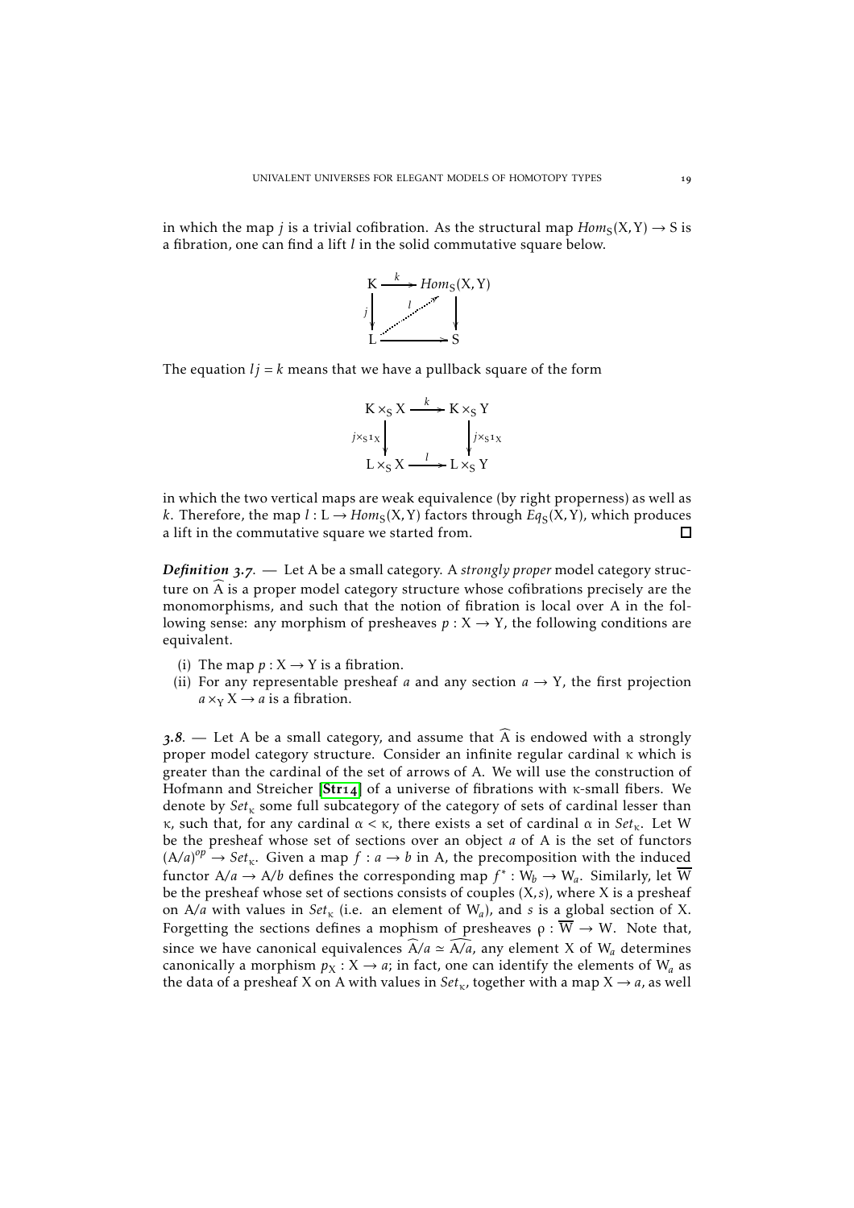in which the map $j$ is a trivial cofibration. As the structural map $Hom_S(X,Y) \to S$ is a fibration, one can find a lift $l$ in the solid commutative square below.

$$
\begin{array}{ccc}
K & \xrightarrow{k} & Hom_S(X,Y) \\
{\scriptstyle j}\downarrow & \overset{l}{\nearrow} & \downarrow \\
L & \longrightarrow & S
\end{array}
$$

The equation $lj = k$ means that we have a pullback square of the form

$$
\begin{array}{ccc}
K \times_S X & \xrightarrow{k} & K \times_S Y \\
{\scriptstyle j \times_S 1_X}\downarrow & & \downarrow{\scriptstyle j \times_S 1_X} \\
L \times_S X & \xrightarrow{l} & L \times_S Y
\end{array}
$$

in which the two vertical maps are weak equivalence (by right properness) as well as $k$. Therefore, the map $l : L \to Hom_S(X,Y)$ factors through $Eq_S(X,Y)$, which produces a lift in the commutative square we started from. □

***Definition 3.7.*** — Let A be a small category. A *strongly proper* model category structure on $\widehat{A}$ is a proper model category structure whose cofibrations precisely are the monomorphisms, and such that the notion of fibration is local over A in the following sense: any morphism of presheaves $p : X \to Y$, the following conditions are equivalent.

(i) The map $p : X \to Y$ is a fibration.
(ii) For any representable presheaf $a$ and any section $a \to Y$, the first projection $a \times_Y X \to a$ is a fibration.

*3.8.* — Let A be a small category, and assume that $\widehat{A}$ is endowed with a strongly proper model category structure. Consider an infinite regular cardinal $\kappa$ which is greater than the cardinal of the set of arrows of A. We will use the construction of Hofmann and Streicher [**Str14**] of a universe of fibrations with $\kappa$-small fibers. We denote by $Set_\kappa$ some full subcategory of the category of sets of cardinal lesser than $\kappa$, such that, for any cardinal $\alpha < \kappa$, there exists a set of cardinal $\alpha$ in $Set_\kappa$. Let W be the presheaf whose set of sections over an object $a$ of A is the set of functors $(A/a)^{op} \to Set_\kappa$. Given a map $f : a \to b$ in A, the precomposition with the induced functor $A/a \to A/b$ defines the corresponding map $f^* : W_b \to W_a$. Similarly, let $\overline{W}$ be the presheaf whose set of sections consists of couples $(X, s)$, where X is a presheaf on $A/a$ with values in $Set_\kappa$ (i.e. an element of $W_a$), and $s$ is a global section of X. Forgetting the sections defines a mophism of presheaves $\rho : \overline{W} \to W$. Note that, since we have canonical equivalences $\widehat{A}/a \simeq \widehat{A/a}$, any element X of $W_a$ determines canonically a morphism $p_X : X \to a$; in fact, one can identify the elements of $W_a$ as the data of a presheaf X on A with values in $Set_\kappa$, together with a map $X \to a$, as well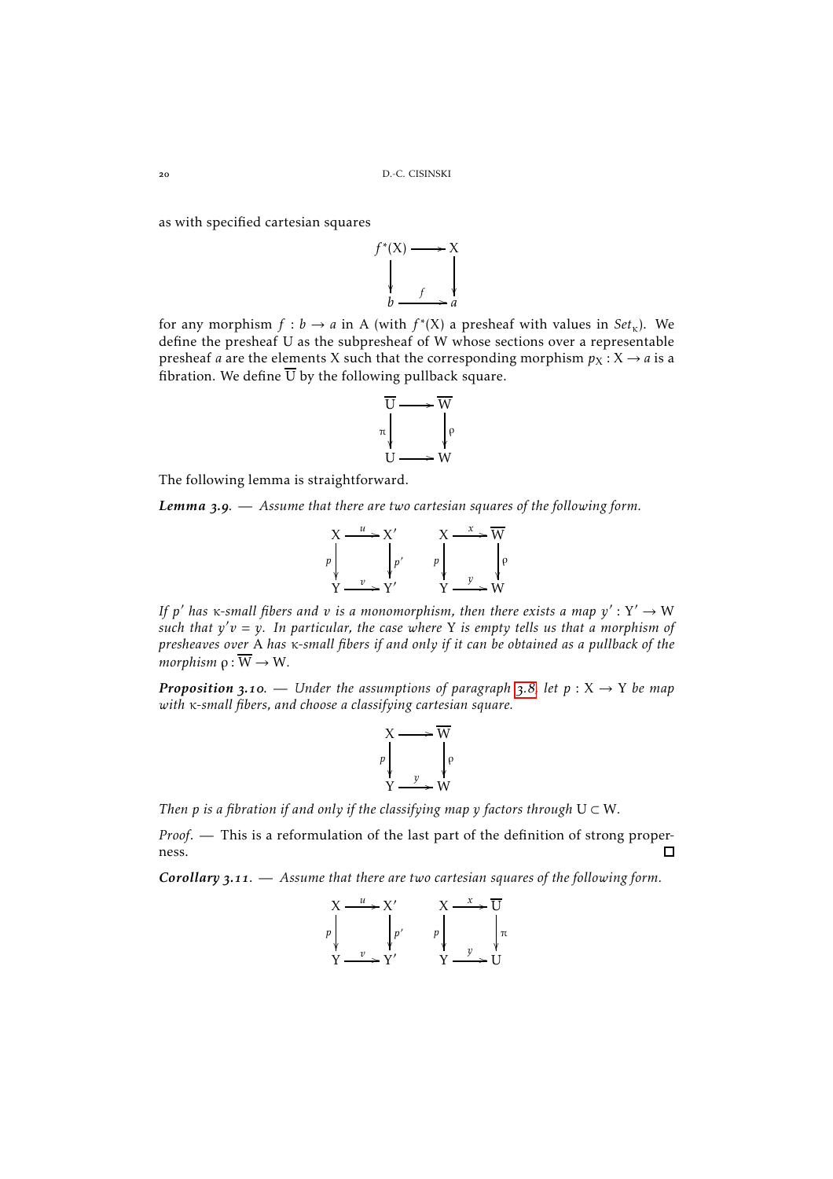as with specified cartesian squares

$$\begin{array}{ccc} f^*(X) & \longrightarrow & X \\ \big\downarrow & & \big\downarrow \\ b & \xrightarrow{f} & a \end{array}$$

for any morphism $f : b \to a$ in A (with $f^*(X)$ a presheaf with values in $Set_\kappa$). We define the presheaf U as the subpresheaf of W whose sections over a representable presheaf $a$ are the elements X such that the corresponding morphism $p_X : X \to a$ is a fibration. We define $\overline{U}$ by the following pullback square.

$$\begin{array}{ccc} \overline{U} & \longrightarrow & \overline{W} \\ {\scriptstyle\pi}\big\downarrow & & \big\downarrow{\scriptstyle\rho} \\ U & \longrightarrow & W \end{array}$$

The following lemma is straightforward.

***Lemma 3.9.*** — *Assume that there are two cartesian squares of the following form.*

$$\begin{array}{ccc} X & \xrightarrow{u} & X' \\ {\scriptstyle p}\big\downarrow & & \big\downarrow{\scriptstyle p'} \\ Y & \xrightarrow{v} & Y' \end{array} \qquad \begin{array}{ccc} X & \xrightarrow{x} & \overline{W} \\ {\scriptstyle p}\big\downarrow & & \big\downarrow{\scriptstyle \rho} \\ Y & \xrightarrow{y} & W \end{array}$$

*If $p'$ has $\kappa$-small fibers and $v$ is a monomorphism, then there exists a map $y' : Y' \to W$ such that $y'v = y$. In particular, the case where Y is empty tells us that a morphism of presheaves over A has $\kappa$-small fibers if and only if it can be obtained as a pullback of the morphism $\rho : \overline{W} \to W$.*

***Proposition 3.10.*** — *Under the assumptions of paragraph 3.8, let $p : X \to Y$ be map with $\kappa$-small fibers, and choose a classifying cartesian square.*

$$\begin{array}{ccc} X & \longrightarrow & \overline{W} \\ {\scriptstyle p}\big\downarrow & & \big\downarrow{\scriptstyle \rho} \\ Y & \xrightarrow{y} & W \end{array}$$

*Then $p$ is a fibration if and only if the classifying map $y$ factors through $U \subset W$.*

*Proof.* — This is a reformulation of the last part of the definition of strong properness. □

***Corollary 3.11.*** — *Assume that there are two cartesian squares of the following form.*

$$\begin{array}{ccc} X & \xrightarrow{u} & X' \\ {\scriptstyle p}\big\downarrow & & \big\downarrow{\scriptstyle p'} \\ Y & \xrightarrow{v} & Y' \end{array} \qquad \begin{array}{ccc} X & \xrightarrow{x} & \overline{U} \\ {\scriptstyle p}\big\downarrow & & \big\downarrow{\scriptstyle \pi} \\ Y & \xrightarrow{y} & U \end{array}$$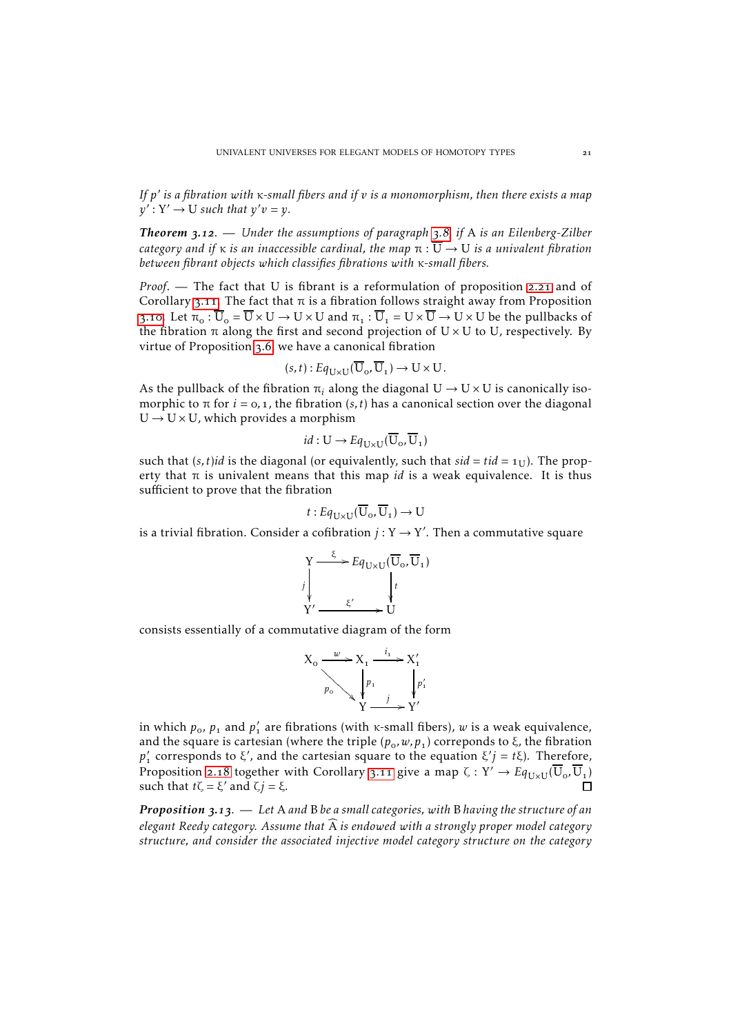*If $p'$ is a fibration with $\kappa$-small fibers and if $v$ is a monomorphism, then there exists a map $y' : Y' \to U$ such that $y'v = y$.*

***Theorem 3.12.*** — *Under the assumptions of paragraph 3.8, if A is an Eilenberg-Zilber category and if $\kappa$ is an inaccessible cardinal, the map $\pi : \overline{U} \to U$ is a univalent fibration between fibrant objects which classifies fibrations with $\kappa$-small fibers.*

*Proof.* — The fact that U is fibrant is a reformulation of proposition 2.21 and of Corollary 3.11. The fact that $\pi$ is a fibration follows straight away from Proposition 3.10. Let $\pi_0 : \overline{U}_0 = \overline{U} \times U \to U \times U$ and $\pi_1 : \overline{U}_1 = U \times \overline{U} \to U \times U$ be the pullbacks of the fibration $\pi$ along the first and second projection of $U \times U$ to U, respectively. By virtue of Proposition 3.6, we have a canonical fibration

$$(s,t) : Eq_{U\times U}(\overline{U}_0, \overline{U}_1) \to U \times U\,.$$

As the pullback of the fibration $\pi_i$ along the diagonal $U \to U \times U$ is canonically isomorphic to $\pi$ for $i = 0, 1$, the fibration $(s,t)$ has a canonical section over the diagonal $U \to U \times U$, which provides a morphism

$$id : U \to Eq_{U\times U}(\overline{U}_0, \overline{U}_1)$$

such that $(s,t)id$ is the diagonal (or equivalently, such that $sid = tid = 1_U$). The property that $\pi$ is univalent means that this map $id$ is a weak equivalence. It is thus sufficient to prove that the fibration

$$t : Eq_{U\times U}(\overline{U}_0, \overline{U}_1) \to U$$

is a trivial fibration. Consider a cofibration $j : Y \to Y'$. Then a commutative square

$$\begin{array}{ccc} Y & \xrightarrow{\ \xi\ } & Eq_{U\times U}(\overline{U}_0, \overline{U}_1) \\ {\scriptstyle j}\downarrow & & \downarrow{\scriptstyle t} \\ Y' & \xrightarrow{\ \xi'\ } & U \end{array}$$

consists essentially of a commutative diagram of the form

$$\begin{array}{ccccc} X_0 & \xrightarrow{\ w\ } & X_1 & \xrightarrow{\ i_1\ } & X'_1 \\ & {\scriptstyle p_0}\searrow & \downarrow{\scriptstyle p_1} & & \downarrow{\scriptstyle p'_1} \\ & & Y & \xrightarrow{\ j\ } & Y' \end{array}$$

in which $p_0$, $p_1$ and $p'_1$ are fibrations (with $\kappa$-small fibers), $w$ is a weak equivalence, and the square is cartesian (where the triple $(p_0, w, p_1)$ correponds to $\xi$, the fibration $p'_1$ corresponds to $\xi'$, and the cartesian square to the equation $\xi' j = t\xi$). Therefore, Proposition 2.18 together with Corollary 3.11 give a map $\zeta : Y' \to Eq_{U\times U}(\overline{U}_0, \overline{U}_1)$ such that $t\zeta = \xi'$ and $\zeta j = \xi$. ∎

***Proposition 3.13.*** — *Let A and B be a small categories, with B having the structure of an elegant Reedy category. Assume that $\widehat{A}$ is endowed with a strongly proper model category structure, and consider the associated injective model category structure on the category*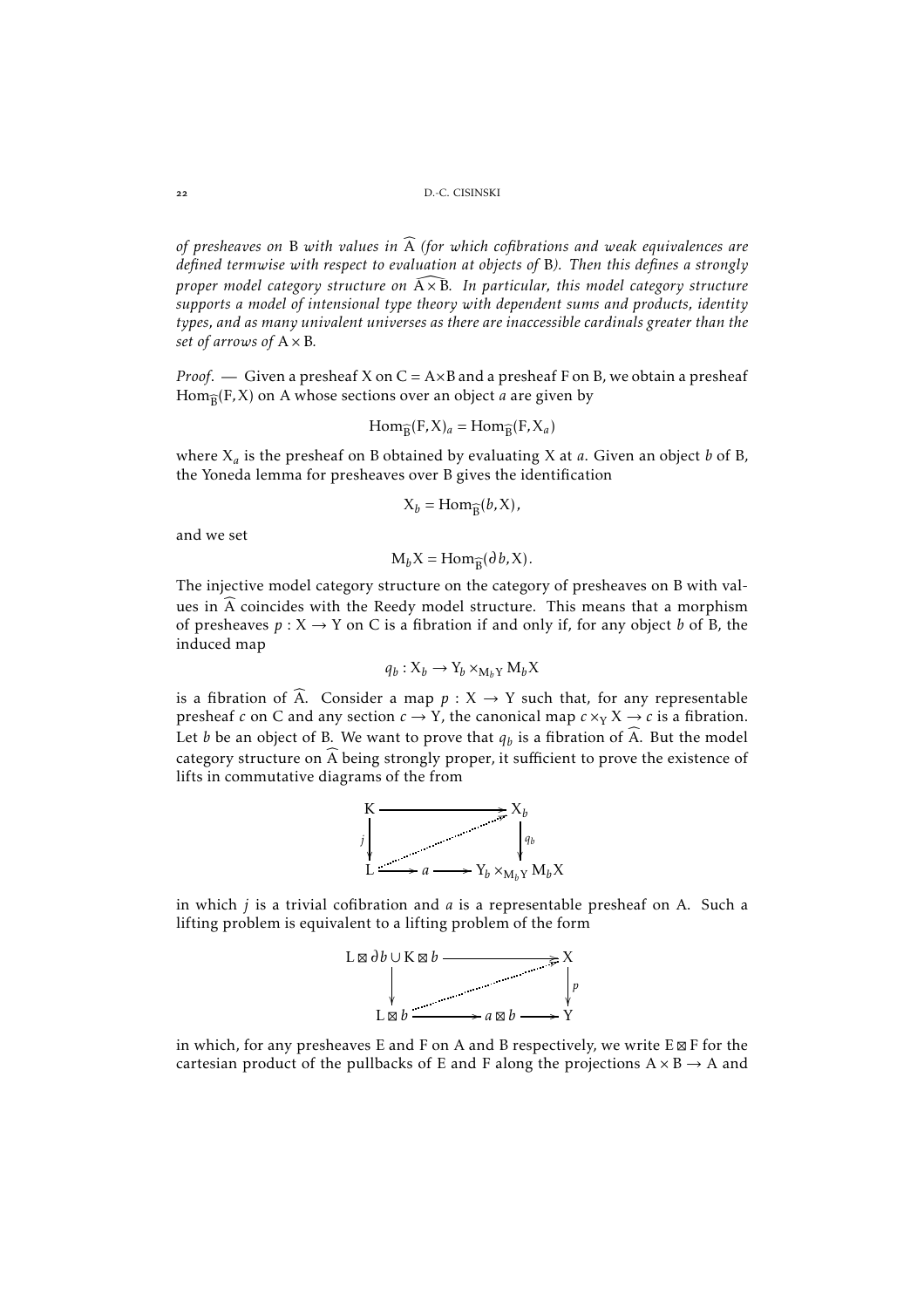*of presheaves on* B *with values in* $\widehat{A}$ *(for which cofibrations and weak equivalences are defined termwise with respect to evaluation at objects of* B*). Then this defines a strongly proper model category structure on* $\widehat{A\times B}$*. In particular, this model category structure supports a model of intensional type theory with dependent sums and products, identity types, and as many univalent universes as there are inaccessible cardinals greater than the set of arrows of* $A\times B$*.*

*Proof*. — Given a presheaf X on $C = A\times B$ and a presheaf F on B, we obtain a presheaf $\mathrm{Hom}_{\widehat{B}}(F, X)$ on A whose sections over an object $a$ are given by

$$\mathrm{Hom}_{\widehat{B}}(F, X)_a = \mathrm{Hom}_{\widehat{B}}(F, X_a)$$

where $X_a$ is the presheaf on B obtained by evaluating X at $a$. Given an object $b$ of B, the Yoneda lemma for presheaves over B gives the identification

$$X_b = \mathrm{Hom}_{\widehat{B}}(b, X),$$

and we set

$$M_b X = \mathrm{Hom}_{\widehat{B}}(\partial b, X).$$

The injective model category structure on the category of presheaves on B with values in $\widehat{A}$ coincides with the Reedy model structure. This means that a morphism of presheaves $p : X \to Y$ on C is a fibration if and only if, for any object $b$ of B, the induced map

$$q_b : X_b \to Y_b \times_{M_b Y} M_b X$$

is a fibration of $\widehat{A}$. Consider a map $p : X \to Y$ such that, for any representable presheaf $c$ on C and any section $c \to Y$, the canonical map $c \times_Y X \to c$ is a fibration. Let $b$ be an object of B. We want to prove that $q_b$ is a fibration of $\widehat{A}$. But the model category structure on $\widehat{A}$ being strongly proper, it sufficient to prove the existence of lifts in commutative diagrams of the from

$$\begin{array}{ccc} K & \longrightarrow & X_b \\ {\scriptstyle j}\downarrow & \nearrow & \downarrow{\scriptstyle q_b} \\ L \longrightarrow a & \longrightarrow & Y_b \times_{M_b Y} M_b X \end{array}$$

in which $j$ is a trivial cofibration and $a$ is a representable presheaf on A. Such a lifting problem is equivalent to a lifting problem of the form

$$\begin{array}{ccc} L \boxtimes \partial b \cup K \boxtimes b & \longrightarrow & X \\ \downarrow & \nearrow & \downarrow{\scriptstyle p} \\ L \boxtimes b \longrightarrow a \boxtimes b & \longrightarrow & Y \end{array}$$

in which, for any presheaves E and F on A and B respectively, we write $E \boxtimes F$ for the cartesian product of the pullbacks of E and F along the projections $A \times B \to A$ and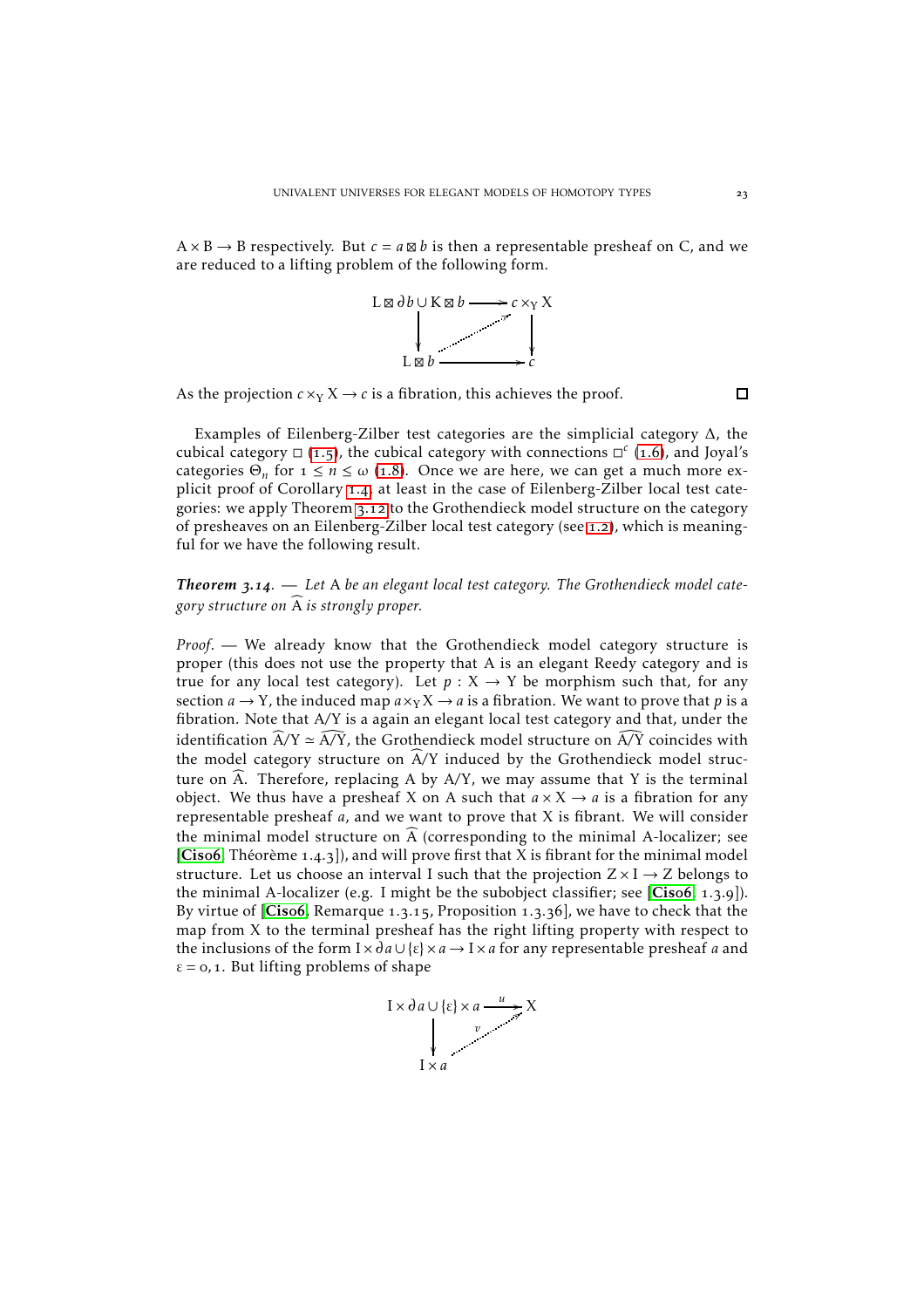$A \times B \to B$ respectively. But $c = a \boxtimes b$ is then a representable presheaf on C, and we are reduced to a lifting problem of the following form.

$$\begin{array}{ccc} L \boxtimes \partial b \cup K \boxtimes b & \longrightarrow & c \times_Y X \\ \downarrow & \nearrow & \downarrow \\ L \boxtimes b & \longrightarrow & c \end{array}$$

As the projection $c \times_Y X \to c$ is a fibration, this achieves the proof. □

Examples of Eilenberg-Zilber test categories are the simplicial category $\Delta$, the cubical category $\square$ (1.5), the cubical category with connections $\square^c$ (1.6), and Joyal's categories $\Theta_n$ for $1 \leq n \leq \omega$ (1.8). Once we are here, we can get a much more explicit proof of Corollary 1.4, at least in the case of Eilenberg-Zilber local test categories: we apply Theorem 3.12 to the Grothendieck model structure on the category of presheaves on an Eilenberg-Zilber local test category (see 1.2), which is meaningful for we have the following result.

***Theorem 3.14.*** — *Let A be an elegant local test category. The Grothendieck model category structure on $\widehat{A}$ is strongly proper.*

*Proof.* — We already know that the Grothendieck model category structure is proper (this does not use the property that A is an elegant Reedy category and is true for any local test category). Let $p : X \to Y$ be morphism such that, for any section $a \to Y$, the induced map $a \times_Y X \to a$ is a fibration. We want to prove that $p$ is a fibration. Note that $A/Y$ is a again an elegant local test category and that, under the identification $\widehat{A}/Y \simeq \widehat{A/Y}$, the Grothendieck model structure on $\widehat{A/Y}$ coincides with the model category structure on $\widehat{A}/Y$ induced by the Grothendieck model structure on $\widehat{A}$. Therefore, replacing A by $A/Y$, we may assume that Y is the terminal object. We thus have a presheaf X on A such that $a \times X \to a$ is a fibration for any representable presheaf $a$, and we want to prove that X is fibrant. We will consider the minimal model structure on $\widehat{A}$ (corresponding to the minimal A-localizer; see [Cis06, Théorème 1.4.3]), and will prove first that X is fibrant for the minimal model structure. Let us choose an interval I such that the projection $Z \times I \to Z$ belongs to the minimal A-localizer (e.g. I might be the subobject classifier; see [Cis06, 1.3.9]). By virtue of [Cis06, Remarque 1.3.15, Proposition 1.3.36], we have to check that the map from X to the terminal presheaf has the right lifting property with respect to the inclusions of the form $I \times \partial a \cup \{\varepsilon\} \times a \to I \times a$ for any representable presheaf $a$ and $\varepsilon = 0, 1$. But lifting problems of shape

$$\begin{array}{ccc} I \times \partial a \cup \{\varepsilon\} \times a & \xrightarrow{u} & X \\ \downarrow & \overset{v}{\nearrow} & \\ I \times a & & \end{array}$$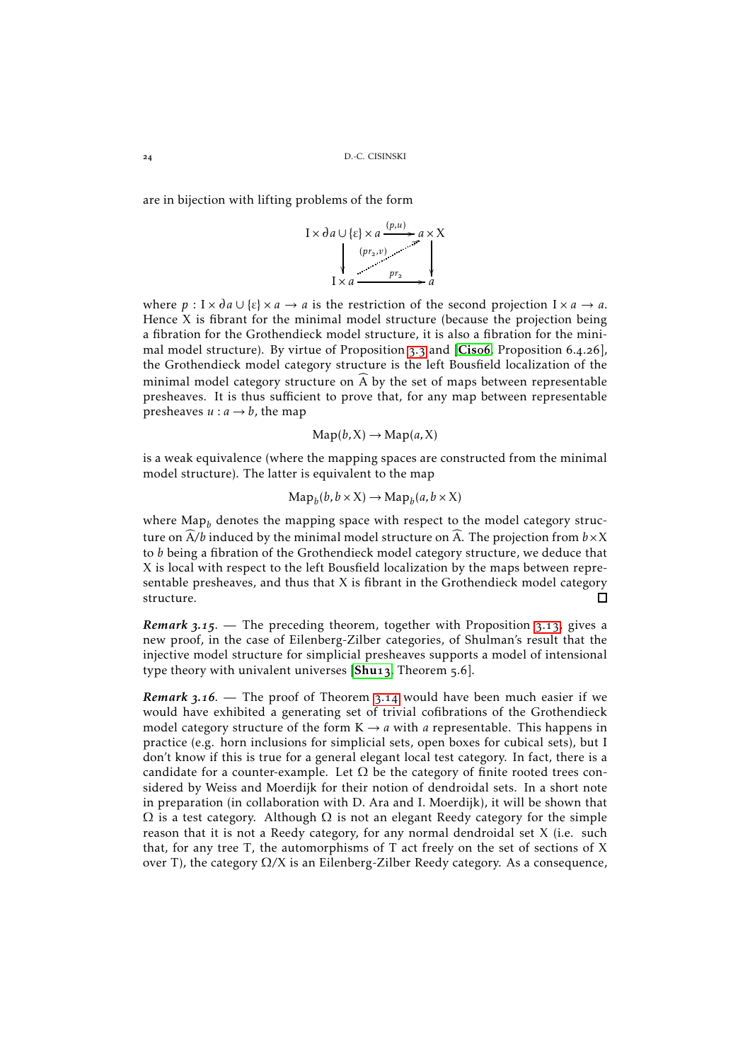are in bijection with lifting problems of the form

$$\begin{array}{ccc} \mathrm{I}\times\partial a\cup\{\varepsilon\}\times a & \xrightarrow{(p,u)} & a\times \mathrm{X} \\ \big\downarrow & \overset{(pr_2,v)}{\nearrow} & \big\downarrow \\ \mathrm{I}\times a & \xrightarrow{pr_2} & a \end{array}$$

where $p : \mathrm{I}\times\partial a\cup\{\varepsilon\}\times a \to a$ is the restriction of the second projection $\mathrm{I}\times a \to a$. Hence X is fibrant for the minimal model structure (because the projection being a fibration for the Grothendieck model structure, it is also a fibration for the minimal model structure). By virtue of Proposition 3.3 and [**Cis06**, Proposition 6.4.26], the Grothendieck model category structure is the left Bousfield localization of the minimal model category structure on $\widehat{A}$ by the set of maps between representable presheaves. It is thus sufficient to prove that, for any map between representable presheaves $u : a \to b$, the map

$$\mathrm{Map}(b,\mathrm{X}) \to \mathrm{Map}(a,\mathrm{X})$$

is a weak equivalence (where the mapping spaces are constructed from the minimal model structure). The latter is equivalent to the map

$$\mathrm{Map}_b(b, b\times \mathrm{X}) \to \mathrm{Map}_b(a, b\times \mathrm{X})$$

where $\mathrm{Map}_b$ denotes the mapping space with respect to the model category structure on $\widehat{A}/b$ induced by the minimal model structure on $\widehat{A}$. The projection from $b\times \mathrm{X}$ to $b$ being a fibration of the Grothendieck model category structure, we deduce that X is local with respect to the left Bousfield localization by the maps between representable presheaves, and thus that X is fibrant in the Grothendieck model category structure. □

***Remark 3.15.*** — The preceding theorem, together with Proposition 3.13, gives a new proof, in the case of Eilenberg-Zilber categories, of Shulman's result that the injective model structure for simplicial presheaves supports a model of intensional type theory with univalent universes [**Shu13**, Theorem 5.6].

***Remark 3.16.*** — The proof of Theorem 3.14 would have been much easier if we would have exhibited a generating set of trivial cofibrations of the Grothendieck model category structure of the form $\mathrm{K} \to a$ with $a$ representable. This happens in practice (e.g. horn inclusions for simplicial sets, open boxes for cubical sets), but I don't know if this is true for a general elegant local test category. In fact, there is a candidate for a counter-example. Let $\Omega$ be the category of finite rooted trees considered by Weiss and Moerdijk for their notion of dendroidal sets. In a short note in preparation (in collaboration with D. Ara and I. Moerdijk), it will be shown that $\Omega$ is a test category. Although $\Omega$ is not an elegant Reedy category for the simple reason that it is not a Reedy category, for any normal dendroidal set X (i.e. such that, for any tree T, the automorphisms of T act freely on the set of sections of X over T), the category $\Omega/\mathrm{X}$ is an Eilenberg-Zilber Reedy category. As a consequence,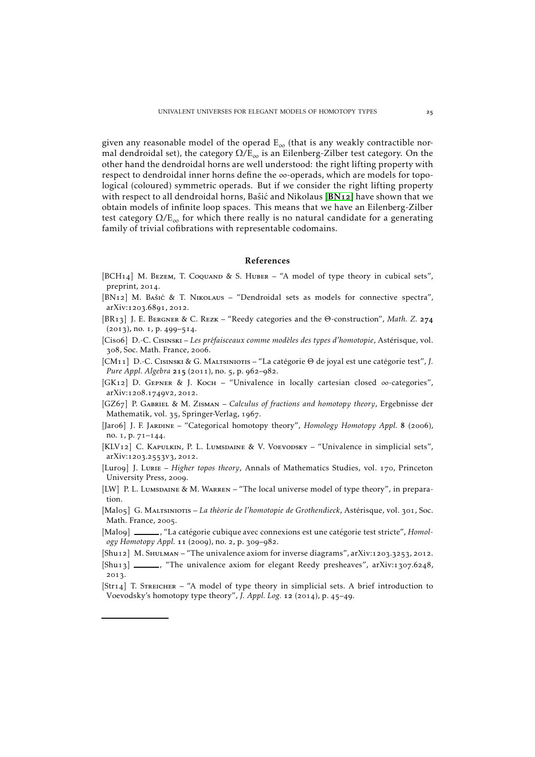given any reasonable model of the operad $E_\infty$ (that is any weakly contractible normal dendroidal set), the category $\Omega/E_\infty$ is an Eilenberg-Zilber test category. On the other hand the dendroidal horns are well understood: the right lifting property with respect to dendroidal inner horns define the $\infty$-operads, which are models for topological (coloured) symmetric operads. But if we consider the right lifting property with respect to all dendroidal horns, Bašić and Nikolaus [**BN12**] have shown that we obtain models of infinite loop spaces. This means that we have an Eilenberg-Zilber test category $\Omega/E_\infty$ for which there really is no natural candidate for a generating family of trivial cofibrations with representable codomains.

## References

[BCH14] M. Bezem, T. Coquand & S. Huber – "A model of type theory in cubical sets", preprint, 2014.

[BN12] M. Bašić & T. Nikolaus – "Dendroidal sets as models for connective spectra", arXiv:1203.6891, 2012.

[BR13] J. E. Bergner & C. Rezk – "Reedy categories and the $\Theta$-construction", *Math. Z.* **274** (2013), no. 1, p. 499–514.

[Cis06] D.-C. Cisinski – *Les préfaisceaux comme modèles des types d'homotopie*, Astérisque, vol. 308, Soc. Math. France, 2006.

[CM11] D.-C. Cisinski & G. Maltsiniotis – "La catégorie $\Theta$ de joyal est une catégorie test", *J. Pure Appl. Algebra* **215** (2011), no. 5, p. 962–982.

[GK12] D. Gepner & J. Koch – "Univalence in locally cartesian closed $\infty$-categories", arXiv:1208.1749v2, 2012.

[GZ67] P. Gabriel & M. Zisman – *Calculus of fractions and homotopy theory*, Ergebnisse der Mathematik, vol. 35, Springer-Verlag, 1967.

[Jar06] J. F. Jardine – "Categorical homotopy theory", *Homology Homotopy Appl.* **8** (2006), no. 1, p. 71–144.

[KLV12] C. Kapulkin, P. L. Lumsdaine & V. Voevodsky – "Univalence in simplicial sets", arXiv:1203.2553v3, 2012.

[Lur09] J. Lurie – *Higher topos theory*, Annals of Mathematics Studies, vol. 170, Princeton University Press, 2009.

[LW] P. L. Lumsdaine & M. Warren – "The local universe model of type theory", in preparation.

[Mal05] G. Maltsiniotis – *La théorie de l'homotopie de Grothendieck*, Astérisque, vol. 301, Soc. Math. France, 2005.

[Mal09] ______, "La catégorie cubique avec connexions est une catégorie test stricte", *Homology Homotopy Appl.* **11** (2009), no. 2, p. 309–982.

[Shu12] M. Shulman – "The univalence axiom for inverse diagrams", arXiv:1203.3253, 2012.

[Shu13] ______, "The univalence axiom for elegant Reedy presheaves", arXiv:1307.6248, 2013.

[Str14] T. Streicher – "A model of type theory in simplicial sets. A brief introduction to Voevodsky's homotopy type theory", *J. Appl. Log.* **12** (2014), p. 45–49.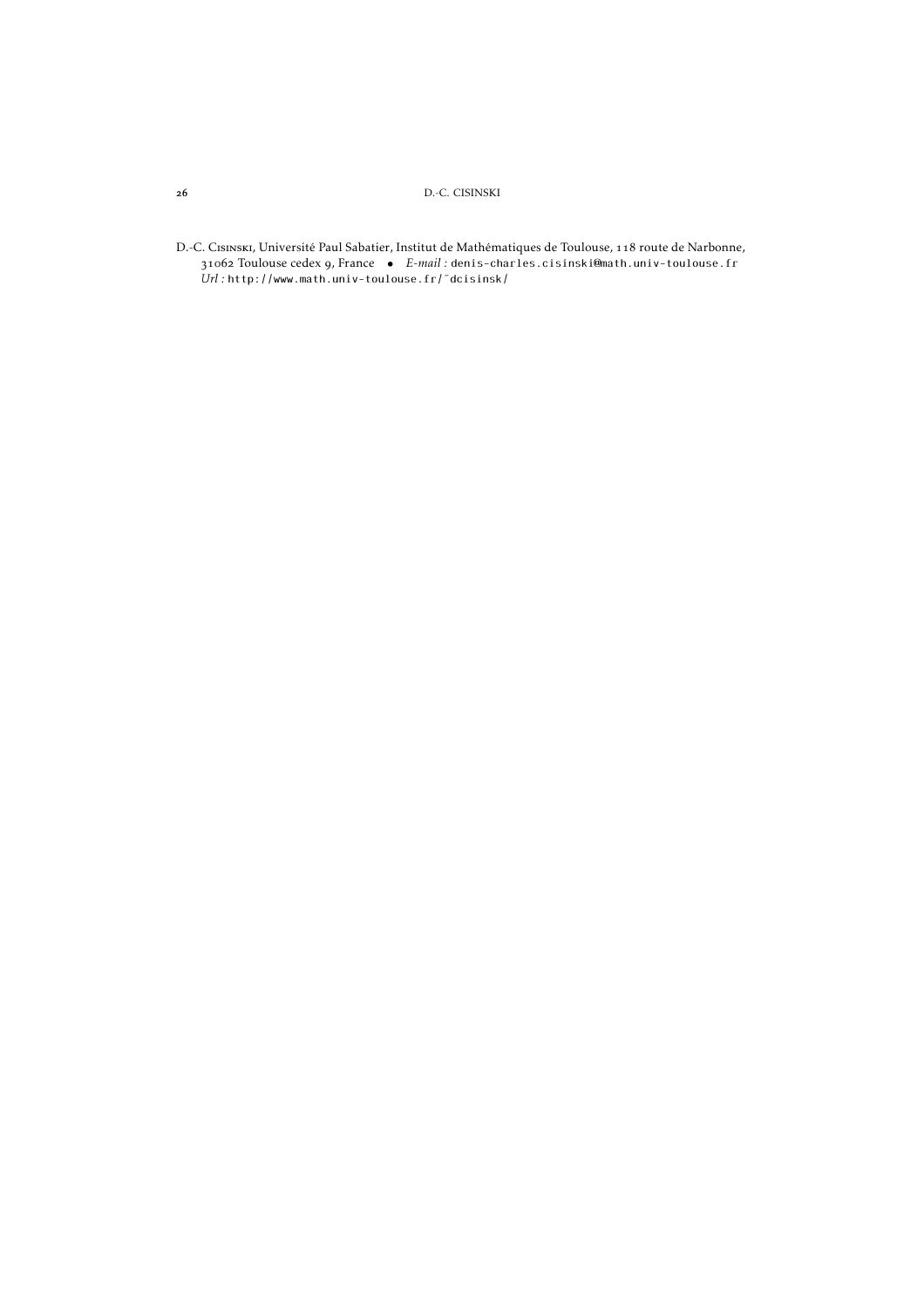D.-C. Cisinski, Université Paul Sabatier, Institut de Mathématiques de Toulouse, 118 route de Narbonne, 31062 Toulouse cedex 9, France • *E-mail :* denis-charles.cisinski@math.univ-toulouse.fr
*Url :* http://www.math.univ-toulouse.fr/~dcisinsk/